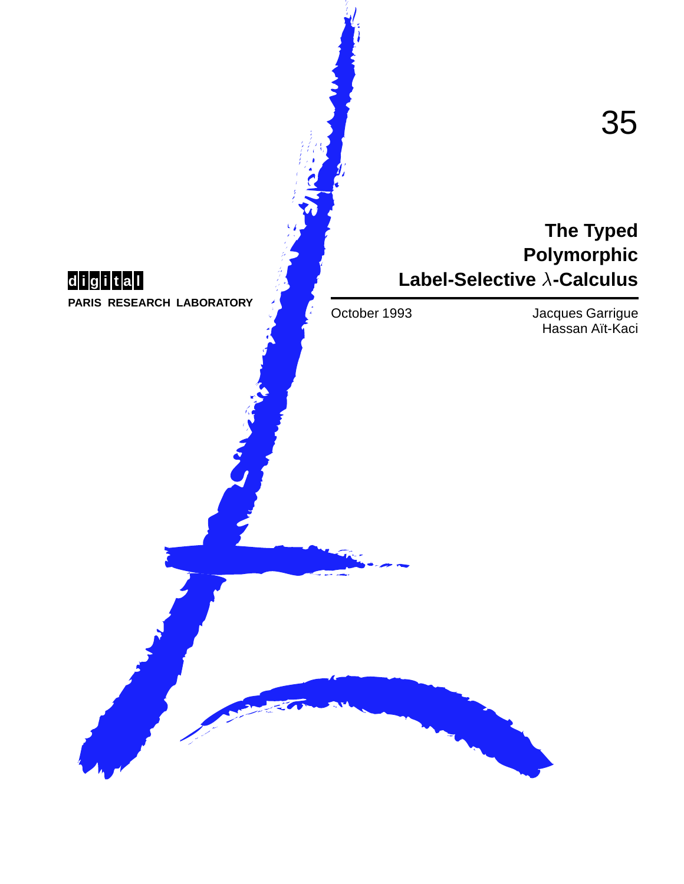35

# The Typed Polymorphic Label-Selective $\lambda$-Calculus

October 1993

Jacques Garrigue
Hassan Aït-Kaci

digital

PARIS RESEARCH LABORATORY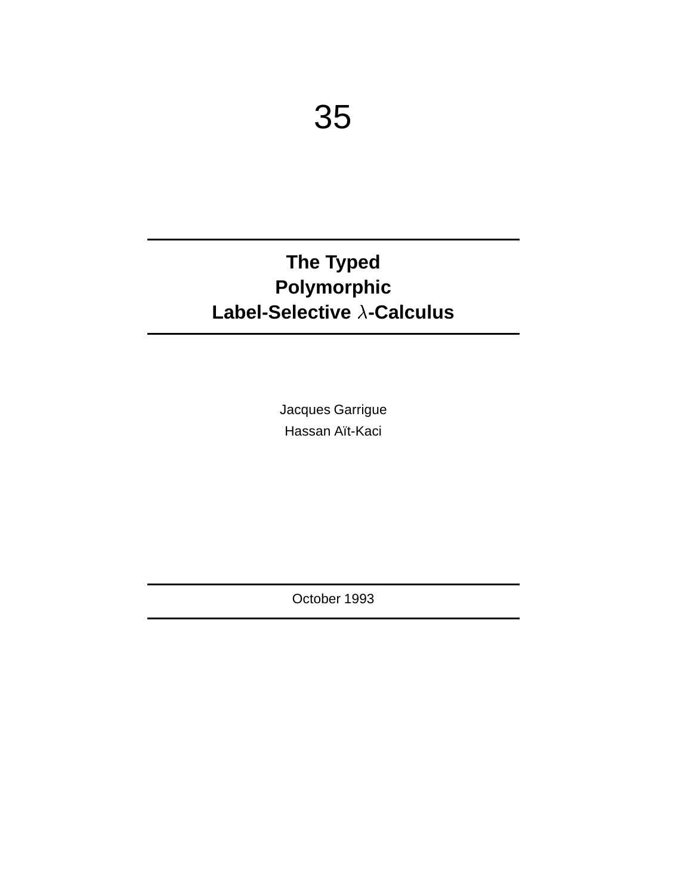35

# The Typed Polymorphic Label-Selective $\lambda$-Calculus

Jacques Garrigue

Hassan Aït-Kaci

October 1993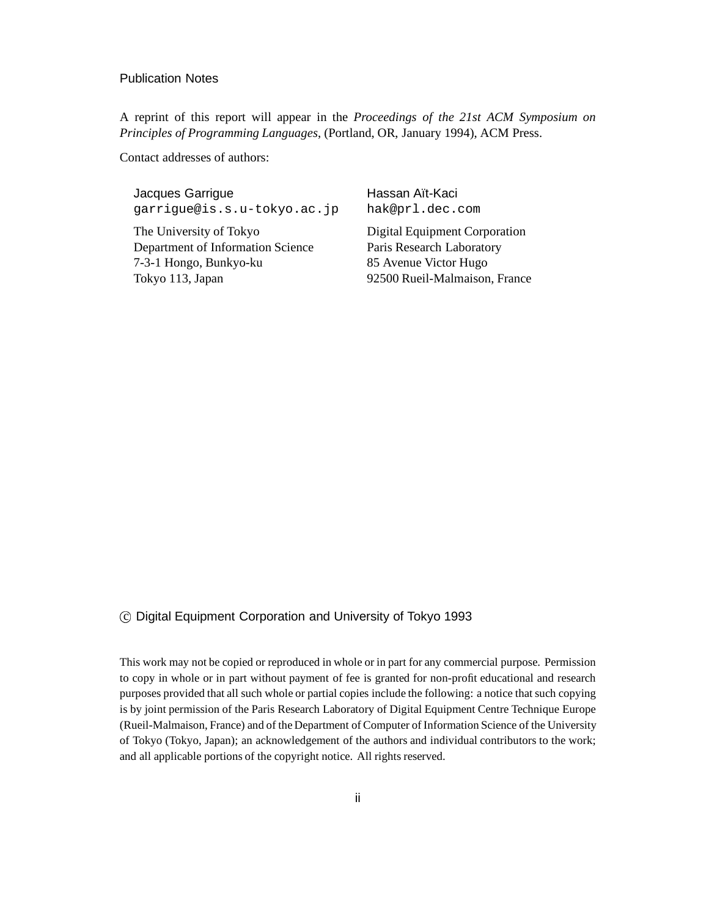## Publication Notes

A reprint of this report will appear in the *Proceedings of the 21st ACM Symposium on Principles of Programming Languages*, (Portland, OR, January 1994), ACM Press.

Contact addresses of authors:

Jacques Garrigue
`garrigue@is.s.u-tokyo.ac.jp`

The University of Tokyo
Department of Information Science
7-3-1 Hongo, Bunkyo-ku
Tokyo 113, Japan

Hassan Aït-Kaci
`hak@prl.dec.com`

Digital Equipment Corporation
Paris Research Laboratory
85 Avenue Victor Hugo
92500 Rueil-Malmaison, France

© Digital Equipment Corporation and University of Tokyo 1993

This work may not be copied or reproduced in whole or in part for any commercial purpose. Permission to copy in whole or in part without payment of fee is granted for non-profit educational and research purposes provided that all such whole or partial copies include the following: a notice that such copying is by joint permission of the Paris Research Laboratory of Digital Equipment Centre Technique Europe (Rueil-Malmaison, France) and of the Department of Computer of Information Science of the University of Tokyo (Tokyo, Japan); an acknowledgement of the authors and individual contributors to the work; and all applicable portions of the copyright notice. All rights reserved.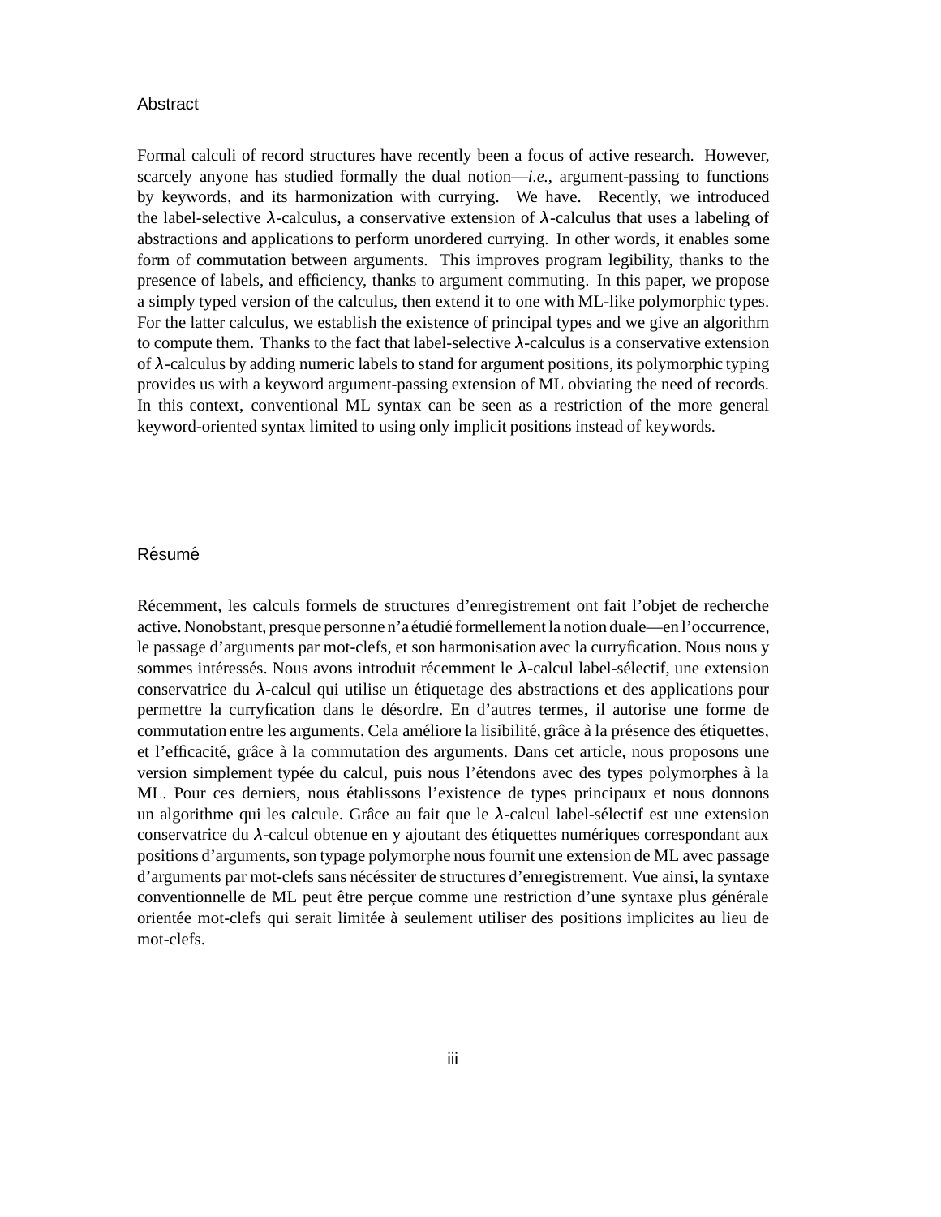## Abstract

Formal calculi of record structures have recently been a focus of active research. However, scarcely anyone has studied formally the dual notion—*i.e.*, argument-passing to functions by keywords, and its harmonization with currying. We have. Recently, we introduced the label-selective $\lambda$-calculus, a conservative extension of $\lambda$-calculus that uses a labeling of abstractions and applications to perform unordered currying. In other words, it enables some form of commutation between arguments. This improves program legibility, thanks to the presence of labels, and efficiency, thanks to argument commuting. In this paper, we propose a simply typed version of the calculus, then extend it to one with ML-like polymorphic types. For the latter calculus, we establish the existence of principal types and we give an algorithm to compute them. Thanks to the fact that label-selective $\lambda$-calculus is a conservative extension of $\lambda$-calculus by adding numeric labels to stand for argument positions, its polymorphic typing provides us with a keyword argument-passing extension of ML obviating the need of records. In this context, conventional ML syntax can be seen as a restriction of the more general keyword-oriented syntax limited to using only implicit positions instead of keywords.

## Résumé

Récemment, les calculs formels de structures d'enregistrement ont fait l'objet de recherche active. Nonobstant, presque personne n'a étudié formellement la notion duale—en l'occurrence, le passage d'arguments par mot-clefs, et son harmonisation avec la curryfication. Nous nous y sommes intéressés. Nous avons introduit récemment le $\lambda$-calcul label-sélectif, une extension conservatrice du $\lambda$-calcul qui utilise un étiquetage des abstractions et des applications pour permettre la curryfication dans le désordre. En d'autres termes, il autorise une forme de commutation entre les arguments. Cela améliore la lisibilité, grâce à la présence des étiquettes, et l'efficacité, grâce à la commutation des arguments. Dans cet article, nous proposons une version simplement typée du calcul, puis nous l'étendons avec des types polymorphes à la ML. Pour ces derniers, nous établissons l'existence de types principaux et nous donnons un algorithme qui les calcule. Grâce au fait que le $\lambda$-calcul label-sélectif est une extension conservatrice du $\lambda$-calcul obtenue en y ajoutant des étiquettes numériques correspondant aux positions d'arguments, son typage polymorphe nous fournit une extension de ML avec passage d'arguments par mot-clefs sans nécéssiter de structures d'enregistrement. Vue ainsi, la syntaxe conventionnelle de ML peut être perçue comme une restriction d'une syntaxe plus générale orientée mot-clefs qui serait limitée à seulement utiliser des positions implicites au lieu de mot-clefs.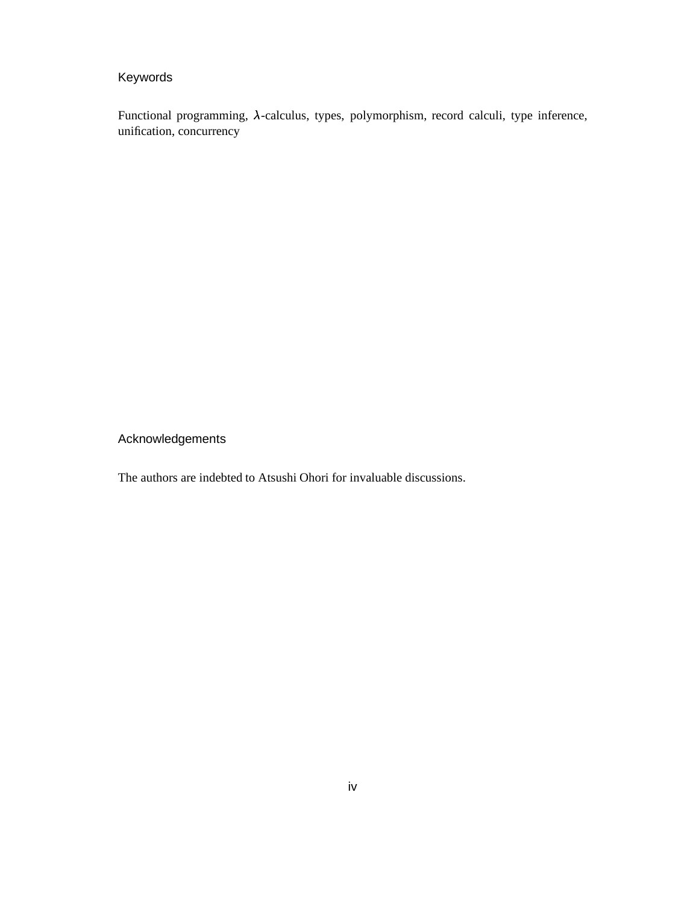## Keywords

Functional programming, $\lambda$-calculus, types, polymorphism, record calculi, type inference, unification, concurrency

## Acknowledgements

The authors are indebted to Atsushi Ohori for invaluable discussions.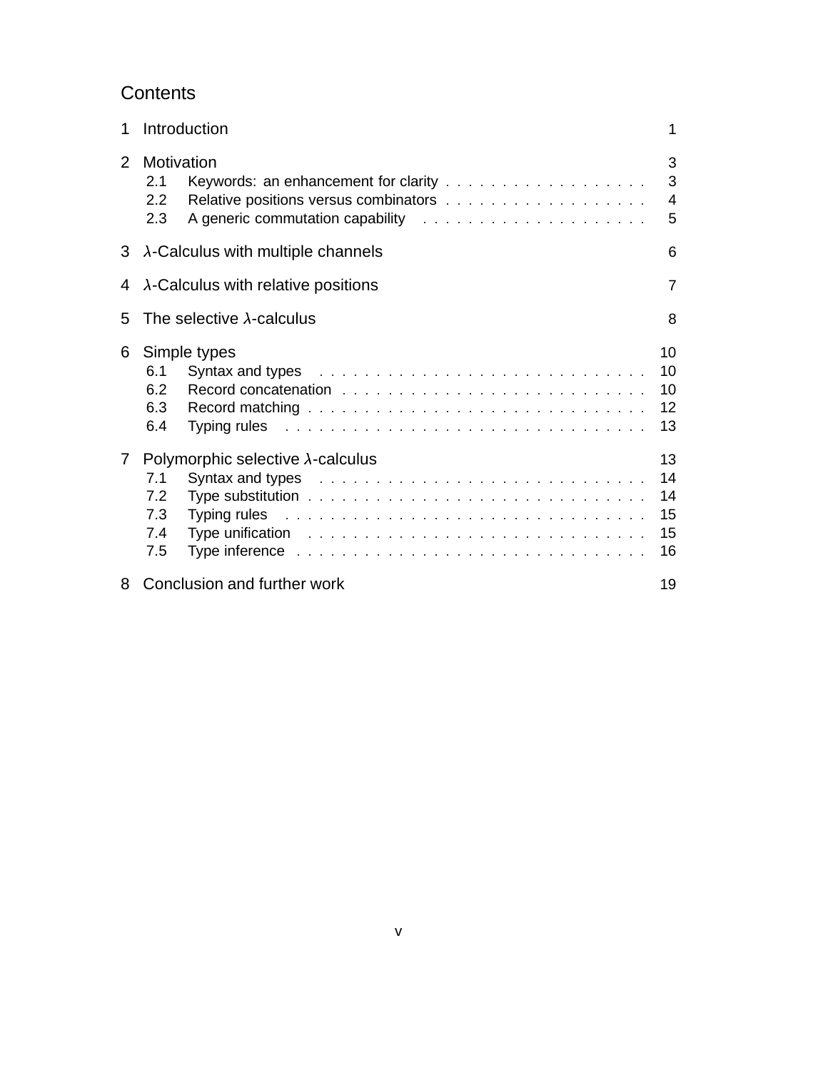# Contents

1 Introduction 1

2 Motivation 3
- 2.1 Keywords: an enhancement for clarity . . . 3
- 2.2 Relative positions versus combinators . . . 4
- 2.3 A generic commutation capability . . . 5

3 $\lambda$-Calculus with multiple channels 6

4 $\lambda$-Calculus with relative positions 7

5 The selective $\lambda$-calculus 8

6 Simple types 10
- 6.1 Syntax and types . . . 10
- 6.2 Record concatenation . . . 10
- 6.3 Record matching . . . 12
- 6.4 Typing rules . . . 13

7 Polymorphic selective $\lambda$-calculus 13
- 7.1 Syntax and types . . . 14
- 7.2 Type substitution . . . 14
- 7.3 Typing rules . . . 15
- 7.4 Type unification . . . 15
- 7.5 Type inference . . . 16

8 Conclusion and further work 19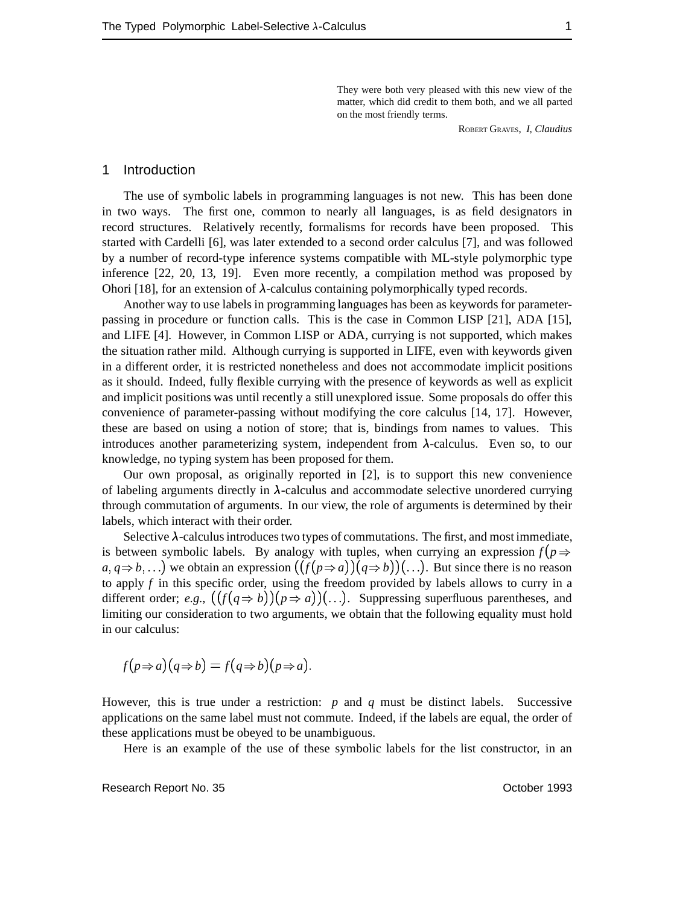> They were both very pleased with this new view of the matter, which did credit to them both, and we all parted on the most friendly terms.
>
> ROBERT GRAVES, *I, Claudius*

## 1 Introduction

The use of symbolic labels in programming languages is not new. This has been done in two ways. The first one, common to nearly all languages, is as field designators in record structures. Relatively recently, formalisms for records have been proposed. This started with Cardelli [6], was later extended to a second order calculus [7], and was followed by a number of record-type inference systems compatible with ML-style polymorphic type inference [22, 20, 13, 19]. Even more recently, a compilation method was proposed by Ohori [18], for an extension of $\lambda$-calculus containing polymorphically typed records.

Another way to use labels in programming languages has been as keywords for parameter-passing in procedure or function calls. This is the case in Common LISP [21], ADA [15], and LIFE [4]. However, in Common LISP or ADA, currying is not supported, which makes the situation rather mild. Although currying is supported in LIFE, even with keywords given in a different order, it is restricted nonetheless and does not accommodate implicit positions as it should. Indeed, fully flexible currying with the presence of keywords as well as explicit and implicit positions was until recently a still unexplored issue. Some proposals do offer this convenience of parameter-passing without modifying the core calculus [14, 17]. However, these are based on using a notion of store; that is, bindings from names to values. This introduces another parameterizing system, independent from $\lambda$-calculus. Even so, to our knowledge, no typing system has been proposed for them.

Our own proposal, as originally reported in [2], is to support this new convenience of labeling arguments directly in $\lambda$-calculus and accommodate selective unordered currying through commutation of arguments. In our view, the role of arguments is determined by their labels, which interact with their order.

Selective $\lambda$-calculus introduces two types of commutations. The first, and most immediate, is between symbolic labels. By analogy with tuples, when currying an expression $f(p \Rightarrow a, q \Rightarrow b, \ldots)$ we obtain an expression $((f(p \Rightarrow a))(q \Rightarrow b))(\ldots)$. But since there is no reason to apply $f$ in this specific order, using the freedom provided by labels allows to curry in a different order; *e.g.*, $((f(q \Rightarrow b))(p \Rightarrow a))(\ldots)$. Suppressing superfluous parentheses, and limiting our consideration to two arguments, we obtain that the following equality must hold in our calculus:

$$f(p \Rightarrow a)(q \Rightarrow b) = f(q \Rightarrow b)(p \Rightarrow a).$$

However, this is true under a restriction: $p$ and $q$ must be distinct labels. Successive applications on the same label must not commute. Indeed, if the labels are equal, the order of these applications must be obeyed to be unambiguous.

Here is an example of the use of these symbolic labels for the list constructor, in an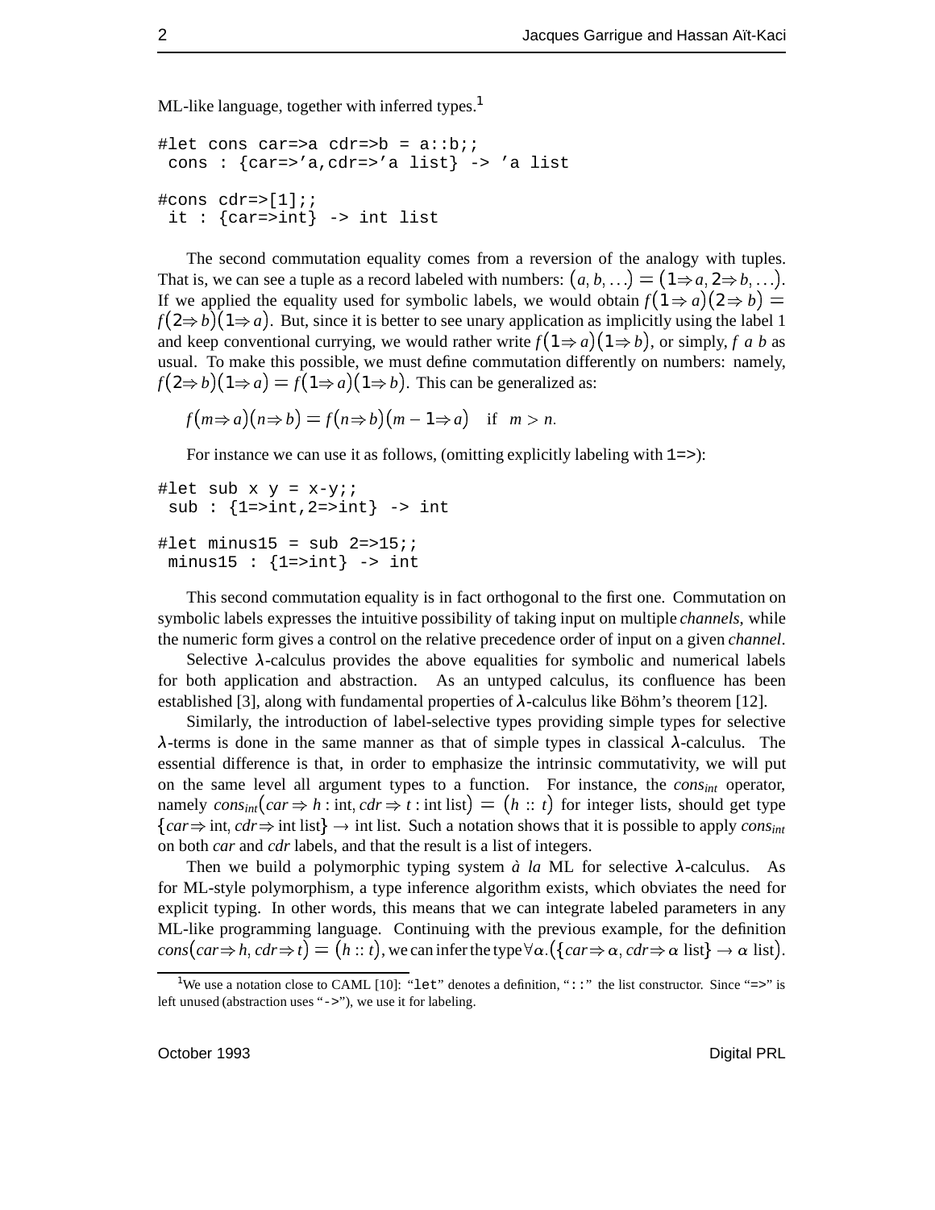ML-like language, together with inferred types.[1]

```
#let cons car=>a cdr=>b = a::b;;
 cons : {car=>'a,cdr=>'a list} -> 'a list

#cons cdr=>[1];;
 it : {car=>int} -> int list
```

The second commutation equality comes from a reversion of the analogy with tuples. That is, we can see a tuple as a record labeled with numbers: $(a, b, \ldots) = (1 \Rightarrow a, 2 \Rightarrow b, \ldots)$. If we applied the equality used for symbolic labels, we would obtain $f(1 \Rightarrow a)(2 \Rightarrow b) = f(2 \Rightarrow b)(1 \Rightarrow a)$. But, since it is better to see unary application as implicitly using the label 1 and keep conventional currying, we would rather write $f(1 \Rightarrow a)(1 \Rightarrow b)$, or simply, $f\ a\ b$ as usual. To make this possible, we must define commutation differently on numbers: namely, $f(2 \Rightarrow b)(1 \Rightarrow a) = f(1 \Rightarrow a)(1 \Rightarrow b)$. This can be generalized as:

$$f(m \Rightarrow a)(n \Rightarrow b) = f(n \Rightarrow b)(m - 1 \Rightarrow a) \quad \text{if} \quad m > n.$$

For instance we can use it as follows, (omitting explicitly labeling with `1=>`):

```
#let sub x y = x-y;;
 sub : {1=>int,2=>int} -> int

#let minus15 = sub 2=>15;;
 minus15 : {1=>int} -> int
```

This second commutation equality is in fact orthogonal to the first one. Commutation on symbolic labels expresses the intuitive possibility of taking input on multiple *channels*, while the numeric form gives a control on the relative precedence order of input on a given *channel*.

Selective $\lambda$-calculus provides the above equalities for symbolic and numerical labels for both application and abstraction. As an untyped calculus, its confluence has been established [3], along with fundamental properties of $\lambda$-calculus like Böhm's theorem [12].

Similarly, the introduction of label-selective types providing simple types for selective $\lambda$-terms is done in the same manner as that of simple types in classical $\lambda$-calculus. The essential difference is that, in order to emphasize the intrinsic commutativity, we will put on the same level all argument types to a function. For instance, the $cons_{int}$ operator, namely $cons_{int}(car \Rightarrow h : \text{int}, cdr \Rightarrow t : \text{int list}) = (h :: t)$ for integer lists, should get type $\{car \Rightarrow \text{int}, cdr \Rightarrow \text{int list}\} \rightarrow \text{int list}$. Such a notation shows that it is possible to apply $cons_{int}$ on both *car* and *cdr* labels, and that the result is a list of integers.

Then we build a polymorphic typing system *à la* ML for selective $\lambda$-calculus. As for ML-style polymorphism, a type inference algorithm exists, which obviates the need for explicit typing. In other words, this means that we can integrate labeled parameters in any ML-like programming language. Continuing with the previous example, for the definition $cons(car \Rightarrow h, cdr \Rightarrow t) = (h :: t)$, we can infer the type $\forall\alpha.(\{car \Rightarrow \alpha, cdr \Rightarrow \alpha \text{ list}\} \rightarrow \alpha \text{ list})$.

[1] We use a notation close to CAML [10]: "`let`" denotes a definition, "`::`" the list constructor. Since "`=>`" is left unused (abstraction uses "`->`"), we use it for labeling.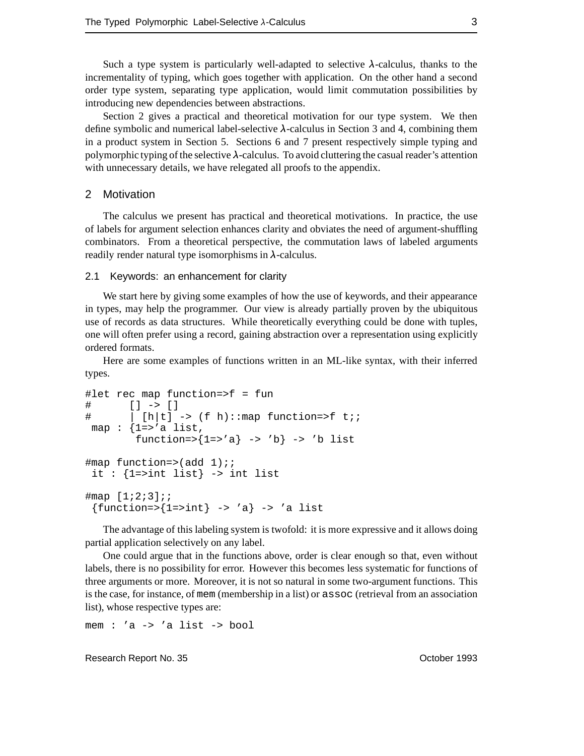Such a type system is particularly well-adapted to selective $\lambda$-calculus, thanks to the incrementality of typing, which goes together with application. On the other hand a second order type system, separating type application, would limit commutation possibilities by introducing new dependencies between abstractions.

Section 2 gives a practical and theoretical motivation for our type system. We then define symbolic and numerical label-selective $\lambda$-calculus in Section 3 and 4, combining them in a product system in Section 5. Sections 6 and 7 present respectively simple typing and polymorphic typing of the selective $\lambda$-calculus. To avoid cluttering the casual reader's attention with unnecessary details, we have relegated all proofs to the appendix.

## 2 Motivation

The calculus we present has practical and theoretical motivations. In practice, the use of labels for argument selection enhances clarity and obviates the need of argument-shuffling combinators. From a theoretical perspective, the commutation laws of labeled arguments readily render natural type isomorphisms in $\lambda$-calculus.

### 2.1 Keywords: an enhancement for clarity

We start here by giving some examples of how the use of keywords, and their appearance in types, may help the programmer. Our view is already partially proven by the ubiquitous use of records as data structures. While theoretically everything could be done with tuples, one will often prefer using a record, gaining abstraction over a representation using explicitly ordered formats.

Here are some examples of functions written in an ML-like syntax, with their inferred types.

```
#let rec map function=>f = fun
#      [] -> []
#      | [h|t] -> (f h)::map function=>f t;;
 map : {1=>'a list,
        function=>{1=>'a} -> 'b} -> 'b list

#map function=>(add 1);;
 it : {1=>int list} -> int list

#map [1;2;3];;
 {function=>{1=>int} -> 'a} -> 'a list
```

The advantage of this labeling system is twofold: it is more expressive and it allows doing partial application selectively on any label.

One could argue that in the functions above, order is clear enough so that, even without labels, there is no possibility for error. However this becomes less systematic for functions of three arguments or more. Moreover, it is not so natural in some two-argument functions. This is the case, for instance, of `mem` (membership in a list) or `assoc` (retrieval from an association list), whose respective types are:

```
mem : 'a -> 'a list -> bool
```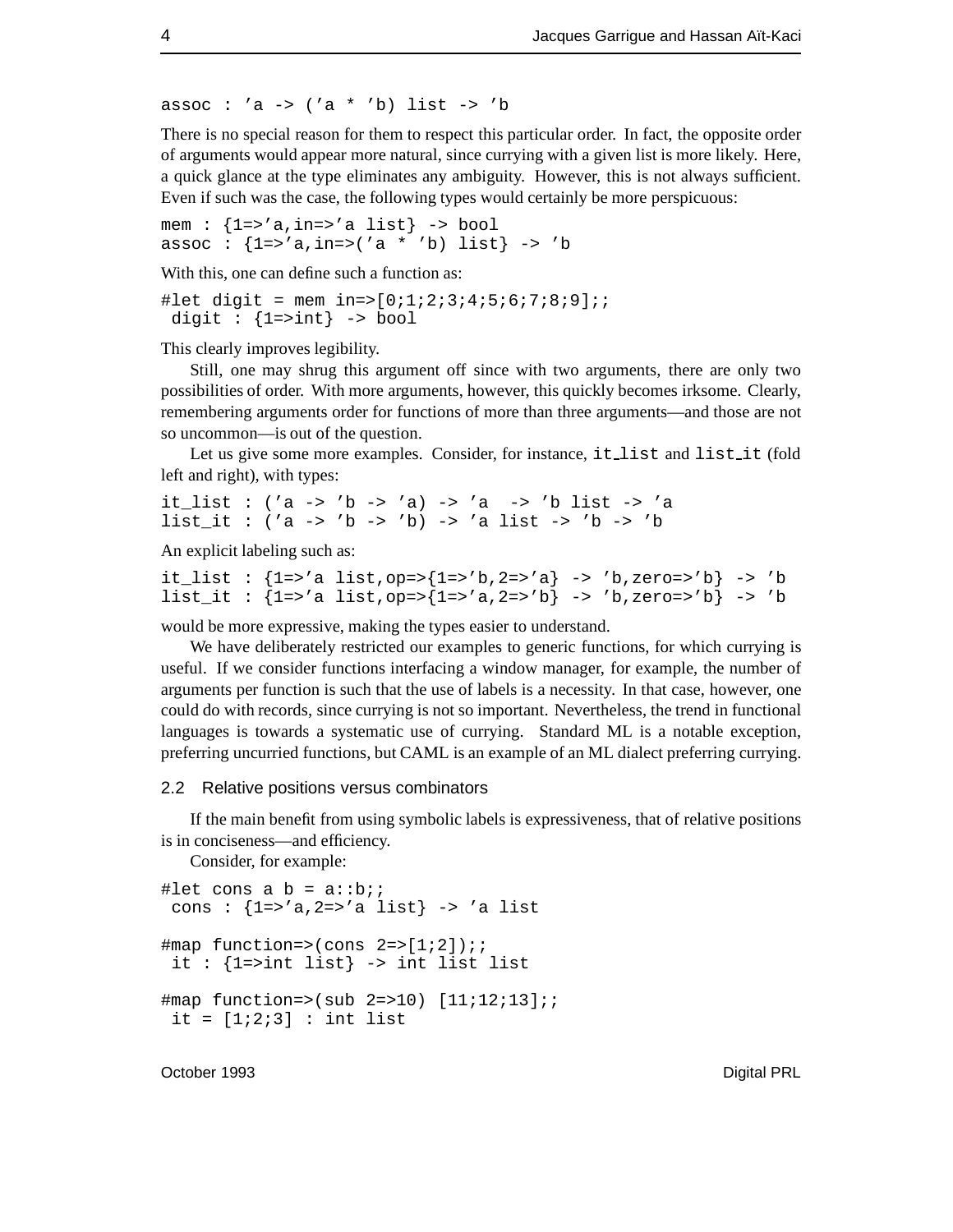```
assoc : 'a -> ('a * 'b) list -> 'b
```

There is no special reason for them to respect this particular order. In fact, the opposite order of arguments would appear more natural, since currying with a given list is more likely. Here, a quick glance at the type eliminates any ambiguity. However, this is not always sufficient. Even if such was the case, the following types would certainly be more perspicuous:

```
mem : {1=>'a,in=>'a list} -> bool
assoc : {1=>'a,in=>('a * 'b) list} -> 'b
```

With this, one can define such a function as:

```
#let digit = mem in=>[0;1;2;3;4;5;6;7;8;9];;
 digit : {1=>int} -> bool
```

This clearly improves legibility.

Still, one may shrug this argument off since with two arguments, there are only two possibilities of order. With more arguments, however, this quickly becomes irksome. Clearly, remembering arguments order for functions of more than three arguments—and those are not so uncommon—is out of the question.

Let us give some more examples. Consider, for instance, `it_list` and `list_it` (fold left and right), with types:

```
it_list : ('a -> 'b -> 'a) -> 'a  -> 'b list -> 'a
list_it : ('a -> 'b -> 'b) -> 'a list -> 'b -> 'b
```

An explicit labeling such as:

```
it_list : {1=>'a list,op=>{1=>'b,2=>'a} -> 'b,zero=>'b} -> 'b
list_it : {1=>'a list,op=>{1=>'a,2=>'b} -> 'b,zero=>'b} -> 'b
```

would be more expressive, making the types easier to understand.

We have deliberately restricted our examples to generic functions, for which currying is useful. If we consider functions interfacing a window manager, for example, the number of arguments per function is such that the use of labels is a necessity. In that case, however, one could do with records, since currying is not so important. Nevertheless, the trend in functional languages is towards a systematic use of currying. Standard ML is a notable exception, preferring uncurried functions, but CAML is an example of an ML dialect preferring currying.

### 2.2 Relative positions versus combinators

If the main benefit from using symbolic labels is expressiveness, that of relative positions is in conciseness—and efficiency.

Consider, for example:

```
#let cons a b = a::b;;
 cons : {1=>'a,2=>'a list} -> 'a list

#map function=>(cons 2=>[1;2]);;
 it : {1=>int list} -> int list list

#map function=>(sub 2=>10) [11;12;13];;
 it = [1;2;3] : int list
```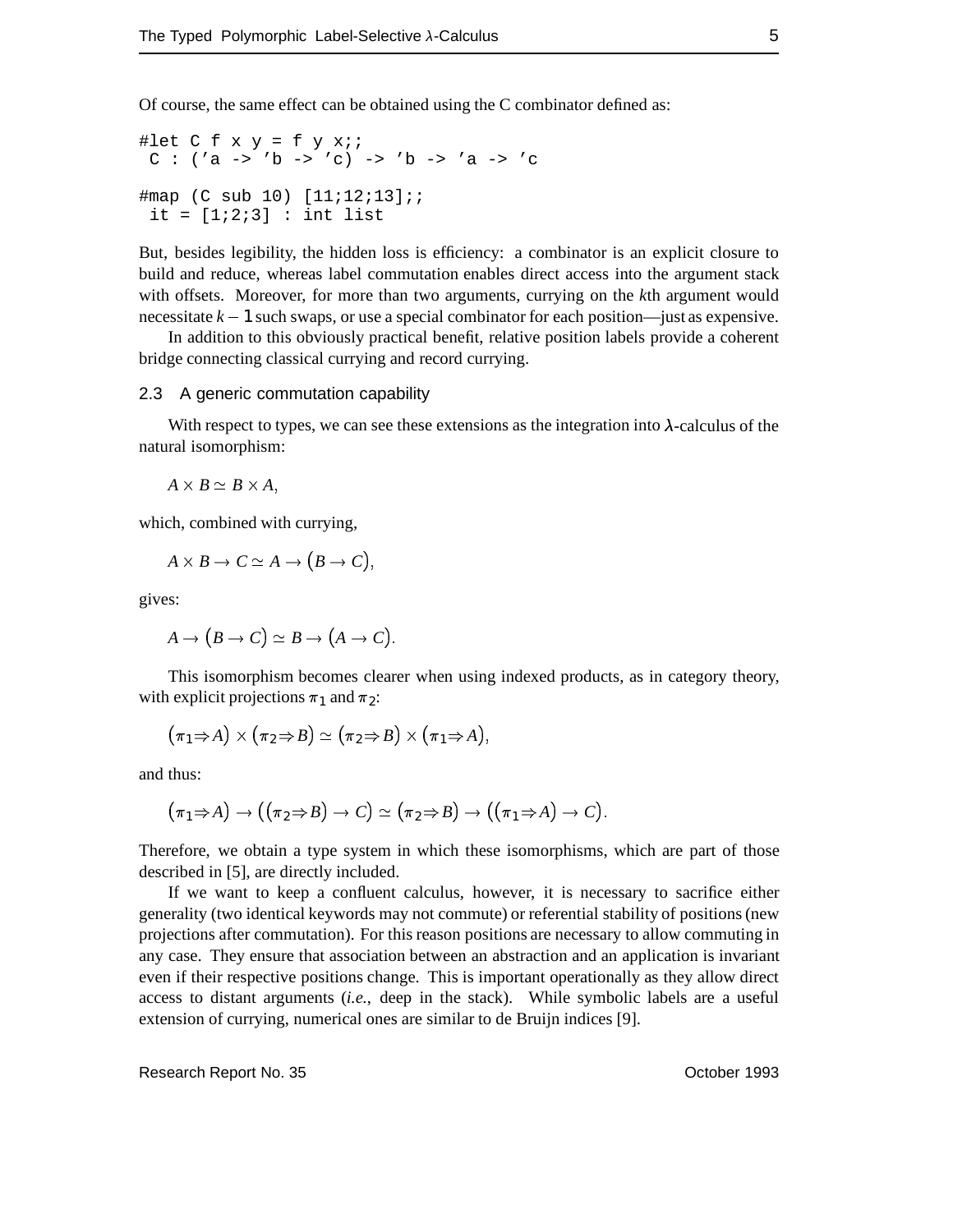Of course, the same effect can be obtained using the C combinator defined as:

```
#let C f x y = f y x;;
 C : ('a -> 'b -> 'c) -> 'b -> 'a -> 'c

#map (C sub 10) [11;12;13];;
 it = [1;2;3] : int list
```

But, besides legibility, the hidden loss is efficiency: a combinator is an explicit closure to build and reduce, whereas label commutation enables direct access into the argument stack with offsets. Moreover, for more than two arguments, currying on the $k$th argument would necessitate $k-1$ such swaps, or use a special combinator for each position—just as expensive.

In addition to this obviously practical benefit, relative position labels provide a coherent bridge connecting classical currying and record currying.

### 2.3 A generic commutation capability

With respect to types, we can see these extensions as the integration into $\lambda$-calculus of the natural isomorphism:

$$A \times B \simeq B \times A,$$

which, combined with currying,

$$A \times B \to C \simeq A \to (B \to C),$$

gives:

$$A \to (B \to C) \simeq B \to (A \to C).$$

This isomorphism becomes clearer when using indexed products, as in category theory, with explicit projections $\pi_1$ and $\pi_2$:

$$(\pi_1 \Rightarrow A) \times (\pi_2 \Rightarrow B) \simeq (\pi_2 \Rightarrow B) \times (\pi_1 \Rightarrow A),$$

and thus:

$$(\pi_1 \Rightarrow A) \to ((\pi_2 \Rightarrow B) \to C) \simeq (\pi_2 \Rightarrow B) \to ((\pi_1 \Rightarrow A) \to C).$$

Therefore, we obtain a type system in which these isomorphisms, which are part of those described in [5], are directly included.

If we want to keep a confluent calculus, however, it is necessary to sacrifice either generality (two identical keywords may not commute) or referential stability of positions (new projections after commutation). For this reason positions are necessary to allow commuting in any case. They ensure that association between an abstraction and an application is invariant even if their respective positions change. This is important operationally as they allow direct access to distant arguments (*i.e.*, deep in the stack). While symbolic labels are a useful extension of currying, numerical ones are similar to de Bruijn indices [9].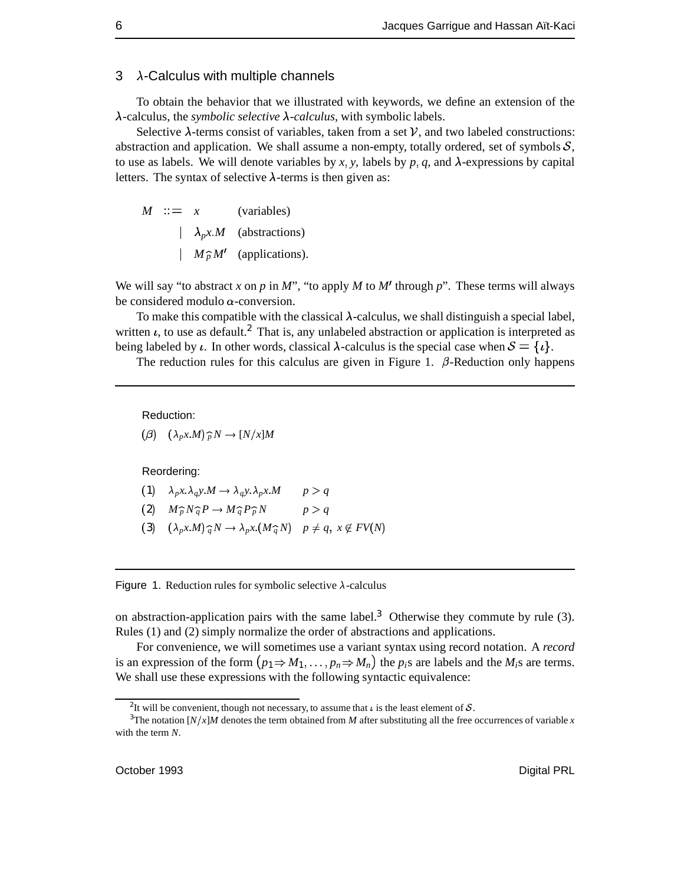## 3 $\lambda$-Calculus with multiple channels

To obtain the behavior that we illustrated with keywords, we define an extension of the $\lambda$-calculus, the *symbolic selective $\lambda$-calculus*, with symbolic labels.

Selective $\lambda$-terms consist of variables, taken from a set $\mathcal{V}$, and two labeled constructions: abstraction and application. We shall assume a non-empty, totally ordered, set of symbols $\mathcal{S}$, to use as labels. We will denote variables by $x, y$, labels by $p, q$, and $\lambda$-expressions by capital letters. The syntax of selective $\lambda$-terms is then given as:

$$
\begin{array}{rcll}
M & ::= & x & \text{(variables)} \\
 & | & \lambda_p x.M & \text{(abstractions)} \\
 & | & M \widehat{p} M' & \text{(applications).}
\end{array}
$$

We will say "to abstract $x$ on $p$ in $M$", "to apply $M$ to $M'$ through $p$". These terms will always be considered modulo $\alpha$-conversion.

To make this compatible with the classical $\lambda$-calculus, we shall distinguish a special label, written $\iota$, to use as default.[2] That is, any unlabeled abstraction or application is interpreted as being labeled by $\iota$. In other words, classical $\lambda$-calculus is the special case when $\mathcal{S} = \{\iota\}$.

The reduction rules for this calculus are given in Figure 1. $\beta$-Reduction only happens

Reduction:

$$(\beta) \quad (\lambda_p x.M)\widehat{p} N \rightarrow [N/x]M$$

Reordering:

$$
\begin{array}{lll}
(1) & \lambda_p x.\lambda_q y.M \rightarrow \lambda_q y.\lambda_p x.M & p > q \\
(2) & M \widehat{p} N \widehat{q} P \rightarrow M \widehat{q} P \widehat{p} N & p > q \\
(3) & (\lambda_p x.M)\widehat{q} N \rightarrow \lambda_p x.(M \widehat{q} N) & p \neq q,\ x \notin FV(N)
\end{array}
$$

Figure 1. Reduction rules for symbolic selective $\lambda$-calculus

on abstraction-application pairs with the same label.[3] Otherwise they commute by rule (3). Rules (1) and (2) simply normalize the order of abstractions and applications.

For convenience, we will sometimes use a variant syntax using record notation. A *record* is an expression of the form $(p_1 \Rightarrow M_1, \ldots, p_n \Rightarrow M_n)$ the $p_i$s are labels and the $M_i$s are terms. We shall use these expressions with the following syntactic equivalence:

---

[2] It will be convenient, though not necessary, to assume that $\iota$ is the least element of $\mathcal{S}$.

[3] The notation $[N/x]M$ denotes the term obtained from $M$ after substituting all the free occurrences of variable $x$ with the term $N$.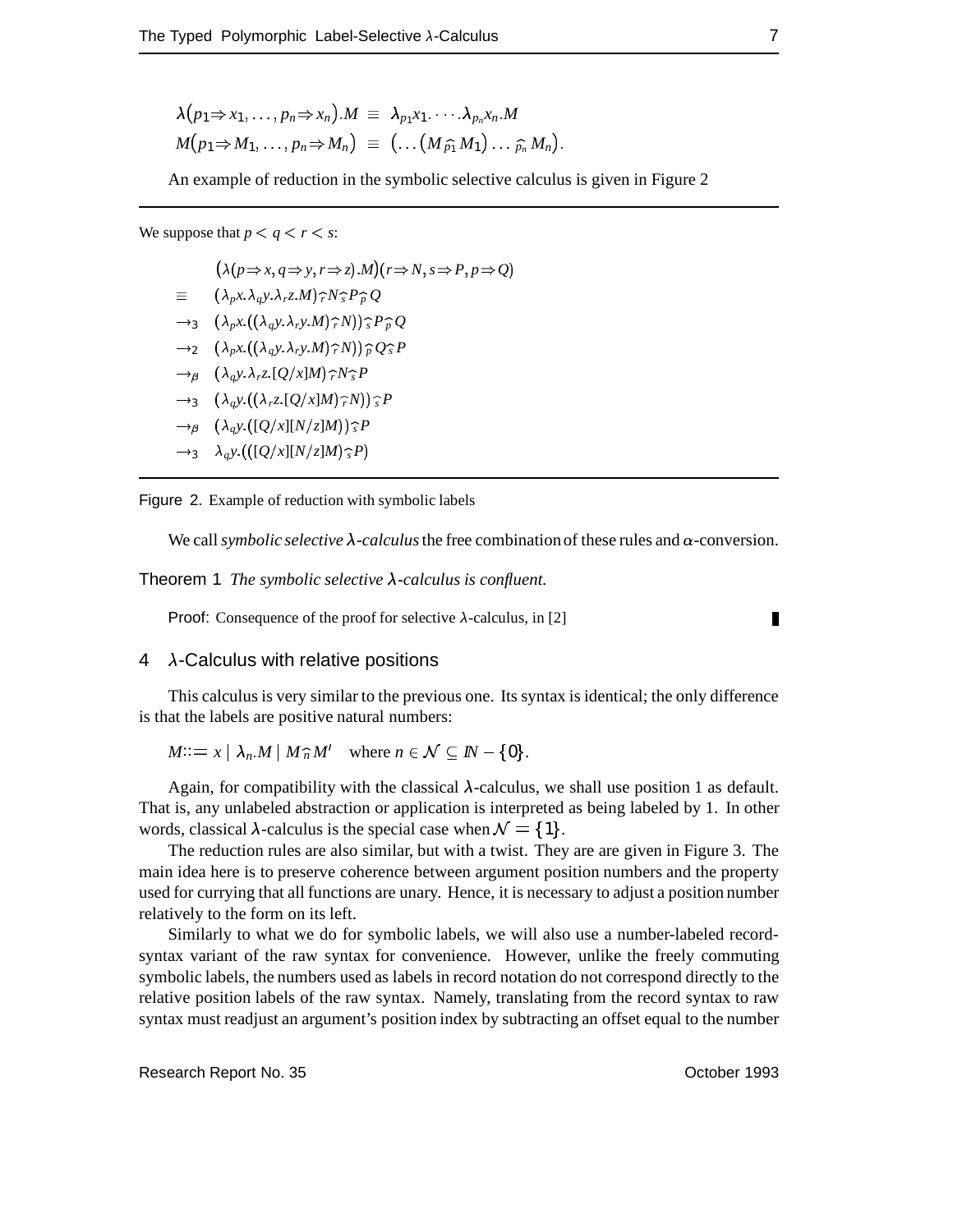$$\lambda(p_1 \Rightarrow x_1, \ldots, p_n \Rightarrow x_n).M \equiv \lambda_{p_1} x_1. \cdots .\lambda_{p_n} x_n.M$$
$$M(p_1 \Rightarrow M_1, \ldots, p_n \Rightarrow M_n) \equiv (\ldots (M \,\widehat{p_1}\, M_1) \ldots \widehat{p_n}\, M_n).$$

An example of reduction in the symbolic selective calculus is given in Figure 2

---

We suppose that $p < q < r < s$:

$$
\begin{array}{ll}
 & (\lambda(p \Rightarrow x, q \Rightarrow y, r \Rightarrow z).M)(r \Rightarrow N, s \Rightarrow P, p \Rightarrow Q) \\
\equiv & (\lambda_p x.\lambda_q y.\lambda_r z.M) \,\widehat{r}\, N \,\widehat{s}\, P \,\widehat{p}\, Q \\
\rightarrow_3 & (\lambda_p x.((\lambda_q y.\lambda_r y.M) \,\widehat{r}\, N)) \,\widehat{s}\, P \,\widehat{p}\, Q \\
\rightarrow_2 & (\lambda_p x.((\lambda_q y.\lambda_r y.M) \,\widehat{r}\, N)) \,\widehat{p}\, Q \,\widehat{s}\, P \\
\rightarrow_\beta & (\lambda_q y.\lambda_r z.[Q/x]M) \,\widehat{r}\, N \,\widehat{s}\, P \\
\rightarrow_3 & (\lambda_q y.((\lambda_r z.[Q/x]M) \,\widehat{r}\, N)) \,\widehat{s}\, P \\
\rightarrow_\beta & (\lambda_q y.([Q/x][N/z]M)) \,\widehat{s}\, P \\
\rightarrow_3 & \lambda_q y.(([Q/x][N/z]M) \,\widehat{s}\, P)
\end{array}
$$

---

Figure 2. Example of reduction with symbolic labels

We call *symbolic selective λ-calculus* the free combination of these rules and $\alpha$-conversion.

Theorem 1 *The symbolic selective λ-calculus is confluent.*

Proof: Consequence of the proof for selective $\lambda$-calculus, in [2] ∎

## 4 λ-Calculus with relative positions

This calculus is very similar to the previous one. Its syntax is identical; the only difference is that the labels are positive natural numbers:

$$M ::= x \mid \lambda_n.M \mid M \,\widehat{n}\, M' \quad \text{where } n \in \mathcal{N} \subseteq I\!N - \{0\}.$$

Again, for compatibility with the classical $\lambda$-calculus, we shall use position 1 as default. That is, any unlabeled abstraction or application is interpreted as being labeled by 1. In other words, classical $\lambda$-calculus is the special case when $\mathcal{N} = \{1\}$.

The reduction rules are also similar, but with a twist. They are are given in Figure 3. The main idea here is to preserve coherence between argument position numbers and the property used for currying that all functions are unary. Hence, it is necessary to adjust a position number relatively to the form on its left.

Similarly to what we do for symbolic labels, we will also use a number-labeled record-syntax variant of the raw syntax for convenience. However, unlike the freely commuting symbolic labels, the numbers used as labels in record notation do not correspond directly to the relative position labels of the raw syntax. Namely, translating from the record syntax to raw syntax must readjust an argument's position index by subtracting an offset equal to the number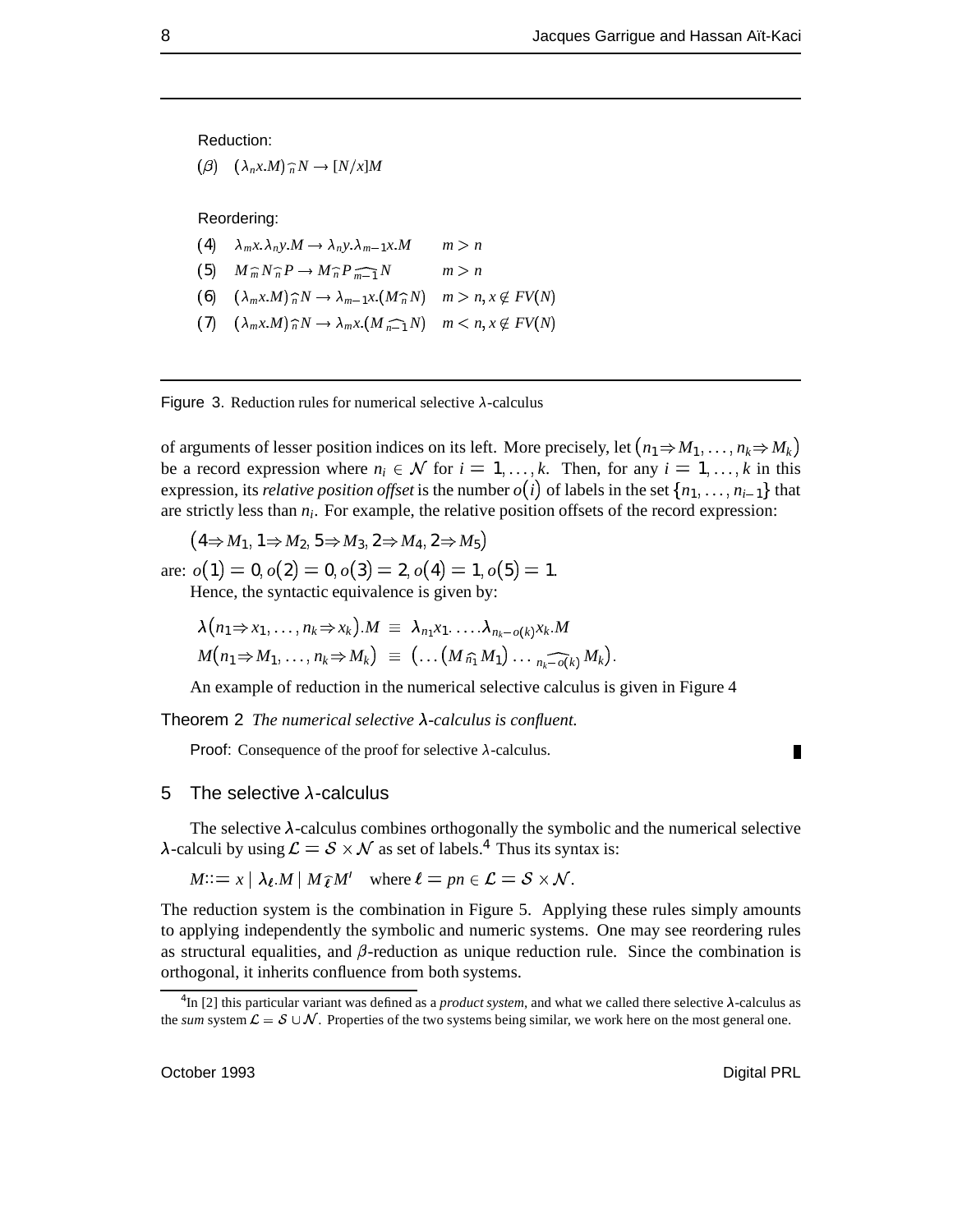Reduction:

$(\beta)$ $\quad (\lambda_n x.M) \widehat{n} N \to [N/x]M$

Reordering:

| | | |
|---|---|---|
| (4) | $\lambda_m x.\lambda_n y.M \to \lambda_n y.\lambda_{m-1} x.M$ | $m > n$ |
| (5) | $M \widehat{m} N \widehat{n} P \to M \widehat{n} P \widehat{m-1} N$ | $m > n$ |
| (6) | $(\lambda_m x.M) \widehat{n} N \to \lambda_{m-1} x.(M \widehat{n} N)$ | $m > n, x \notin FV(N)$ |
| (7) | $(\lambda_m x.M) \widehat{n} N \to \lambda_m x.(M \widehat{n-1} N)$ | $m < n, x \notin FV(N)$ |

Figure 3. Reduction rules for numerical selective $\lambda$-calculus

of arguments of lesser position indices on its left. More precisely, let $(n_1 \Rightarrow M_1, \ldots, n_k \Rightarrow M_k)$ be a record expression where $n_i \in \mathcal{N}$ for $i = 1, \ldots, k$. Then, for any $i = 1, \ldots, k$ in this expression, its *relative position offset* is the number $o(i)$ of labels in the set $\{n_1, \ldots, n_{i-1}\}$ that are strictly less than $n_i$. For example, the relative position offsets of the record expression:

$$(4 \Rightarrow M_1, 1 \Rightarrow M_2, 5 \Rightarrow M_3, 2 \Rightarrow M_4, 2 \Rightarrow M_5)$$

are: $o(1) = 0, o(2) = 0, o(3) = 2, o(4) = 1, o(5) = 1$.

Hence, the syntactic equivalence is given by:

$$\lambda(n_1 \Rightarrow x_1, \ldots, n_k \Rightarrow x_k).M \equiv \lambda_{n_1} x_1. \ldots .\lambda_{n_k - o(k)} x_k.M$$

$$M(n_1 \Rightarrow M_1, \ldots, n_k \Rightarrow M_k) \equiv (\ldots (M \widehat{n_1} M_1) \ldots \widehat{n_k - o(k)} M_k).$$

An example of reduction in the numerical selective calculus is given in Figure 4

**Theorem 2** *The numerical selective $\lambda$-calculus is confluent.*

Proof: Consequence of the proof for selective $\lambda$-calculus. ∎

## 5 The selective $\lambda$-calculus

The selective $\lambda$-calculus combines orthogonally the symbolic and the numerical selective $\lambda$-calculi by using $\mathcal{L} = \mathcal{S} \times \mathcal{N}$ as set of labels.[4] Thus its syntax is:

$$M ::= x \mid \lambda_\ell.M \mid M \widehat{\ell} M' \quad \text{where } \ell = pn \in \mathcal{L} = \mathcal{S} \times \mathcal{N}.$$

The reduction system is the combination in Figure 5. Applying these rules simply amounts to applying independently the symbolic and numeric systems. One may see reordering rules as structural equalities, and $\beta$-reduction as unique reduction rule. Since the combination is orthogonal, it inherits confluence from both systems.

[4] In [2] this particular variant was defined as a *product system*, and what we called there selective $\lambda$-calculus as the *sum* system $\mathcal{L} = \mathcal{S} \cup \mathcal{N}$. Properties of the two systems being similar, we work here on the most general one.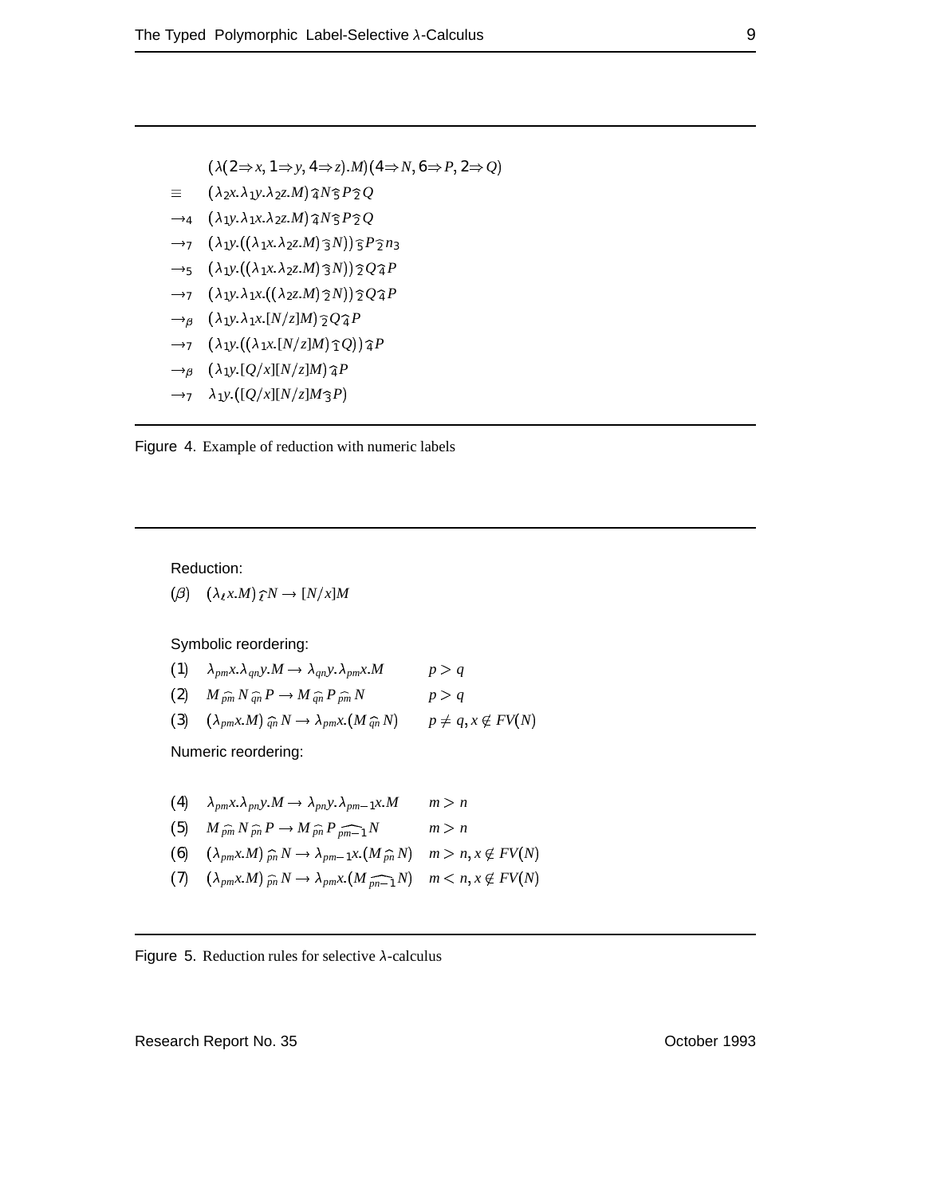$$
\begin{array}{ll}
 & (\lambda(2 \Rightarrow x, 1 \Rightarrow y, 4 \Rightarrow z).M)(4 \Rightarrow N, 6 \Rightarrow P, 2 \Rightarrow Q) \\
\equiv & (\lambda_2 x.\lambda_1 y.\lambda_2 z.M) \widehat{4} N \widehat{5} P \widehat{2} Q \\
\rightarrow_4 & (\lambda_1 y.\lambda_1 x.\lambda_2 z.M) \widehat{4} N \widehat{5} P \widehat{2} Q \\
\rightarrow_7 & (\lambda_1 y.((\lambda_1 x.\lambda_2 z.M) \widehat{3} N)) \widehat{5} P \widehat{2} n_3 \\
\rightarrow_5 & (\lambda_1 y.((\lambda_1 x.\lambda_2 z.M) \widehat{3} N)) \widehat{2} Q \widehat{4} P \\
\rightarrow_7 & (\lambda_1 y.\lambda_1 x.((\lambda_2 z.M) \widehat{2} N)) \widehat{2} Q \widehat{4} P \\
\rightarrow_\beta & (\lambda_1 y.\lambda_1 x.[N/z]M) \widehat{2} Q \widehat{4} P \\
\rightarrow_7 & (\lambda_1 y.((\lambda_1 x.[N/z]M) \widehat{1} Q)) \widehat{4} P \\
\rightarrow_\beta & (\lambda_1 y.[Q/x][N/z]M) \widehat{4} P \\
\rightarrow_7 & \lambda_1 y.([Q/x][N/z]M \widehat{3} P)
\end{array}
$$

Figure 4. Example of reduction with numeric labels

Reduction:

$(\beta)\quad (\lambda_\ell x.M) \widehat{\ell} N \rightarrow [N/x]M$

Symbolic reordering:

| | | |
|---|---|---|
| (1) | $\lambda_{pm} x.\lambda_{qn} y.M \rightarrow \lambda_{qn} y.\lambda_{pm} x.M$ | $p > q$ |
| (2) | $M \widehat{pm} N \widehat{qn} P \rightarrow M \widehat{qn} P \widehat{pm} N$ | $p > q$ |
| (3) | $(\lambda_{pm} x.M) \widehat{qn} N \rightarrow \lambda_{pm} x.(M \widehat{qn} N)$ | $p \neq q, x \notin FV(N)$ |

Numeric reordering:

| | | |
|---|---|---|
| (4) | $\lambda_{pm} x.\lambda_{pn} y.M \rightarrow \lambda_{pn} y.\lambda_{pm-1} x.M$ | $m > n$ |
| (5) | $M \widehat{pm} N \widehat{pn} P \rightarrow M \widehat{pn} P \widehat{pm-1} N$ | $m > n$ |
| (6) | $(\lambda_{pm} x.M) \widehat{pn} N \rightarrow \lambda_{pm-1} x.(M \widehat{pn} N)$ | $m > n, x \notin FV(N)$ |
| (7) | $(\lambda_{pm} x.M) \widehat{pn} N \rightarrow \lambda_{pm} x.(M \widehat{pn-1} N)$ | $m < n, x \notin FV(N)$ |

Figure 5. Reduction rules for selective $\lambda$-calculus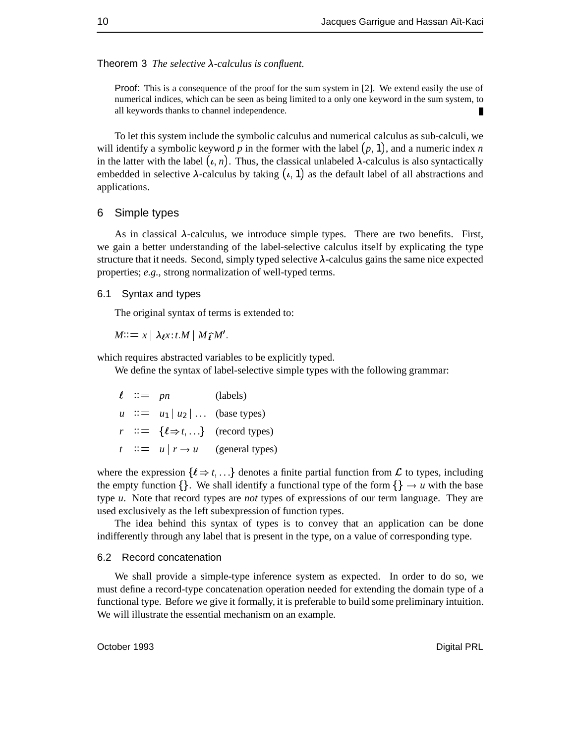**Theorem 3** *The selective λ-calculus is confluent.*

> **Proof**: This is a consequence of the proof for the sum system in [2]. We extend easily the use of numerical indices, which can be seen as being limited to a only one keyword in the sum system, to all keywords thanks to channel independence. ∎

To let this system include the symbolic calculus and numerical calculus as sub-calculi, we will identify a symbolic keyword $p$ in the former with the label $(p, 1)$, and a numeric index $n$ in the latter with the label $(\iota, n)$. Thus, the classical unlabeled λ-calculus is also syntactically embedded in selective λ-calculus by taking $(\iota, 1)$ as the default label of all abstractions and applications.

## 6 Simple types

As in classical λ-calculus, we introduce simple types. There are two benefits. First, we gain a better understanding of the label-selective calculus itself by explicating the type structure that it needs. Second, simply typed selective λ-calculus gains the same nice expected properties; *e.g.*, strong normalization of well-typed terms.

### 6.1 Syntax and types

The original syntax of terms is extended to:

$M ::= x \mid \lambda_\ell x : t.M \mid M \widehat{\ell} M'.$

which requires abstracted variables to be explicitly typed.

We define the syntax of label-selective simple types with the following grammar:

$$
\begin{array}{rcll}
\ell & ::= & pn & \text{(labels)} \\
u & ::= & u_1 \mid u_2 \mid \ldots & \text{(base types)} \\
r & ::= & \{\ell \Rightarrow t, \ldots\} & \text{(record types)} \\
t & ::= & u \mid r \to u & \text{(general types)}
\end{array}
$$

where the expression $\{\ell \Rightarrow t, \ldots\}$ denotes a finite partial function from $\mathcal{L}$ to types, including the empty function $\{\}$. We shall identify a functional type of the form $\{\} \to u$ with the base type $u$. Note that record types are *not* types of expressions of our term language. They are used exclusively as the left subexpression of function types.

The idea behind this syntax of types is to convey that an application can be done indifferently through any label that is present in the type, on a value of corresponding type.

### 6.2 Record concatenation

We shall provide a simple-type inference system as expected. In order to do so, we must define a record-type concatenation operation needed for extending the domain type of a functional type. Before we give it formally, it is preferable to build some preliminary intuition. We will illustrate the essential mechanism on an example.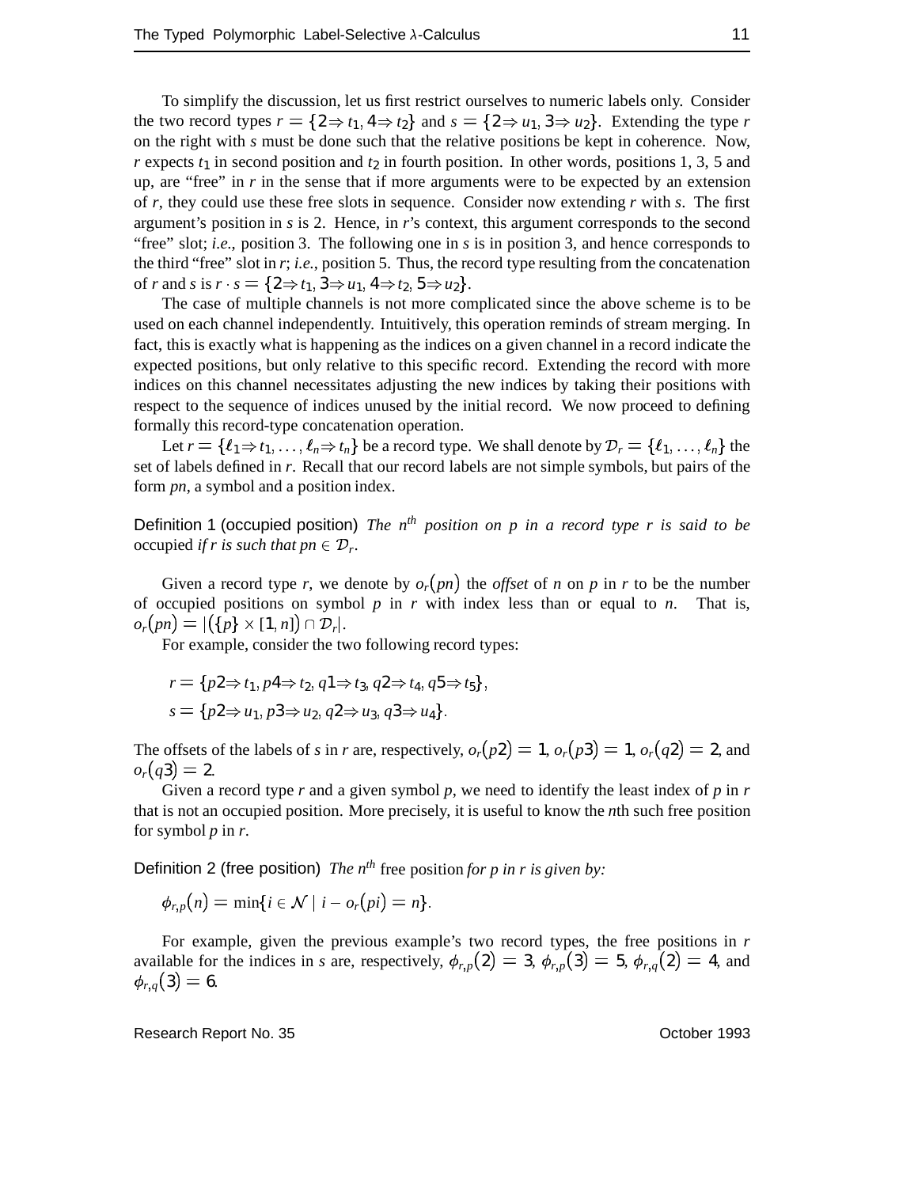To simplify the discussion, let us first restrict ourselves to numeric labels only. Consider the two record types $r = \{2 \Rightarrow t_1, 4 \Rightarrow t_2\}$ and $s = \{2 \Rightarrow u_1, 3 \Rightarrow u_2\}$. Extending the type $r$ on the right with $s$ must be done such that the relative positions be kept in coherence. Now, $r$ expects $t_1$ in second position and $t_2$ in fourth position. In other words, positions 1, 3, 5 and up, are "free" in $r$ in the sense that if more arguments were to be expected by an extension of $r$, they could use these free slots in sequence. Consider now extending $r$ with $s$. The first argument's position in $s$ is 2. Hence, in $r$'s context, this argument corresponds to the second "free" slot; *i.e.*, position 3. The following one in $s$ is in position 3, and hence corresponds to the third "free" slot in $r$; *i.e.*, position 5. Thus, the record type resulting from the concatenation of $r$ and $s$ is $r \cdot s = \{2 \Rightarrow t_1, 3 \Rightarrow u_1, 4 \Rightarrow t_2, 5 \Rightarrow u_2\}$.

The case of multiple channels is not more complicated since the above scheme is to be used on each channel independently. Intuitively, this operation reminds of stream merging. In fact, this is exactly what is happening as the indices on a given channel in a record indicate the expected positions, but only relative to this specific record. Extending the record with more indices on this channel necessitates adjusting the new indices by taking their positions with respect to the sequence of indices unused by the initial record. We now proceed to defining formally this record-type concatenation operation.

Let $r = \{\ell_1 \Rightarrow t_1, \ldots, \ell_n \Rightarrow t_n\}$ be a record type. We shall denote by $\mathcal{D}_r = \{\ell_1, \ldots, \ell_n\}$ the set of labels defined in $r$. Recall that our record labels are not simple symbols, but pairs of the form $pn$, a symbol and a position index.

**Definition 1 (occupied position)** *The $n^{th}$ position on $p$ in a record type $r$ is said to be* occupied *if $r$ is such that $pn \in \mathcal{D}_r$.*

Given a record type $r$, we denote by $o_r(pn)$ the *offset* of $n$ on $p$ in $r$ to be the number of occupied positions on symbol $p$ in $r$ with index less than or equal to $n$. That is, $o_r(pn) = |(\{p\} \times [1, n]) \cap \mathcal{D}_r|$.

For example, consider the two following record types:

$$r = \{p2 \Rightarrow t_1, p4 \Rightarrow t_2, q1 \Rightarrow t_3, q2 \Rightarrow t_4, q5 \Rightarrow t_5\},$$
$$s = \{p2 \Rightarrow u_1, p3 \Rightarrow u_2, q2 \Rightarrow u_3, q3 \Rightarrow u_4\}.$$

The offsets of the labels of $s$ in $r$ are, respectively, $o_r(p2) = 1$, $o_r(p3) = 1$, $o_r(q2) = 2$, and $o_r(q3) = 2$.

Given a record type $r$ and a given symbol $p$, we need to identify the least index of $p$ in $r$ that is not an occupied position. More precisely, it is useful to know the $n$th such free position for symbol $p$ in $r$.

**Definition 2 (free position)** *The $n^{th}$* free position *for $p$ in $r$ is given by:*

$$\phi_{r,p}(n) = \min\{i \in \mathcal{N} \mid i - o_r(pi) = n\}.$$

For example, given the previous example's two record types, the free positions in $r$ available for the indices in $s$ are, respectively, $\phi_{r,p}(2) = 3$, $\phi_{r,p}(3) = 5$, $\phi_{r,q}(2) = 4$, and $\phi_{r,q}(3) = 6$.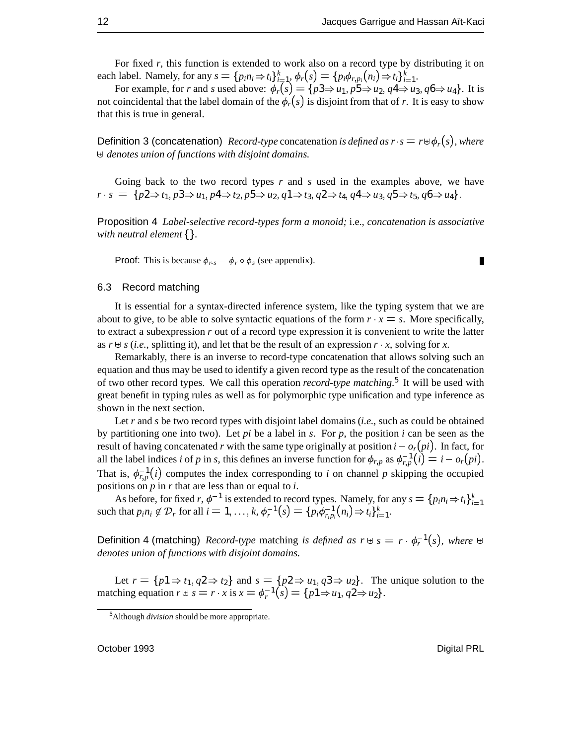For fixed $r$, this function is extended to work also on a record type by distributing it on each label. Namely, for any $s = \{p_i n_i \Rightarrow t_i\}_{i=1}^{k}$, $\phi_r(s) = \{p_i \phi_{r,p_i}(n_i) \Rightarrow t_i\}_{i=1}^{k}$.

For example, for $r$ and $s$ used above: $\phi_r(s) = \{p3 \Rightarrow u_1, p5 \Rightarrow u_2, q4 \Rightarrow u_3, q6 \Rightarrow u_4\}$. It is not coincidental that the label domain of the $\phi_r(s)$ is disjoint from that of $r$. It is easy to show that this is true in general.

**Definition 3 (concatenation)** *Record-type* concatenation *is defined as* $r \cdot s = r \uplus \phi_r(s)$*, where* $\uplus$ *denotes union of functions with disjoint domains.*

Going back to the two record types $r$ and $s$ used in the examples above, we have $r \cdot s = \{p2 \Rightarrow t_1, p3 \Rightarrow u_1, p4 \Rightarrow t_2, p5 \Rightarrow u_2, q1 \Rightarrow t_3, q2 \Rightarrow t_4, q4 \Rightarrow u_3, q5 \Rightarrow t_5, q6 \Rightarrow u_4\}$.

**Proposition 4** *Label-selective record-types form a monoid;* i.e.*, concatenation is associative with neutral element* $\{\}$.

**Proof**: This is because $\phi_{r \cdot s} = \phi_r \circ \phi_s$ (see appendix). ∎

### 6.3 Record matching

It is essential for a syntax-directed inference system, like the typing system that we are about to give, to be able to solve syntactic equations of the form $r \cdot x = s$. More specifically, to extract a subexpression $r$ out of a record type expression it is convenient to write the latter as $r \uplus s$ (*i.e.*, splitting it), and let that be the result of an expression $r \cdot x$, solving for $x$.

Remarkably, there is an inverse to record-type concatenation that allows solving such an equation and thus may be used to identify a given record type as the result of the concatenation of two other record types. We call this operation *record-type matching*.[5] It will be used with great benefit in typing rules as well as for polymorphic type unification and type inference as shown in the next section.

Let $r$ and $s$ be two record types with disjoint label domains (*i.e.*, such as could be obtained by partitioning one into two). Let $pi$ be a label in $s$. For $p$, the position $i$ can be seen as the result of having concatenated $r$ with the same type originally at position $i - o_r(pi)$. In fact, for all the label indices $i$ of $p$ in $s$, this defines an inverse function for $\phi_{r,p}$ as $\phi_{r,p}^{-1}(i) = i - o_r(pi)$. That is, $\phi_{r,p}^{-1}(i)$ computes the index corresponding to $i$ on channel $p$ skipping the occupied positions on $p$ in $r$ that are less than or equal to $i$.

As before, for fixed $r$, $\phi^{-1}$ is extended to record types. Namely, for any $s = \{p_i n_i \Rightarrow t_i\}_{i=1}^{k}$ such that $p_i n_i \notin \mathcal{D}_r$ for all $i = 1, \ldots, k$, $\phi_r^{-1}(s) = \{p_i \phi_{r,p_i}^{-1}(n_i) \Rightarrow t_i\}_{i=1}^{k}$.

**Definition 4 (matching)** *Record-type* matching *is defined as* $r \uplus s = r \cdot \phi_r^{-1}(s)$*, where* $\uplus$ *denotes union of functions with disjoint domains.*

Let $r = \{p1 \Rightarrow t_1, q2 \Rightarrow t_2\}$ and $s = \{p2 \Rightarrow u_1, q3 \Rightarrow u_2\}$. The unique solution to the matching equation $r \uplus s = r \cdot x$ is $x = \phi_r^{-1}(s) = \{p1 \Rightarrow u_1, q2 \Rightarrow u_2\}$.

[5] Although *division* should be more appropriate.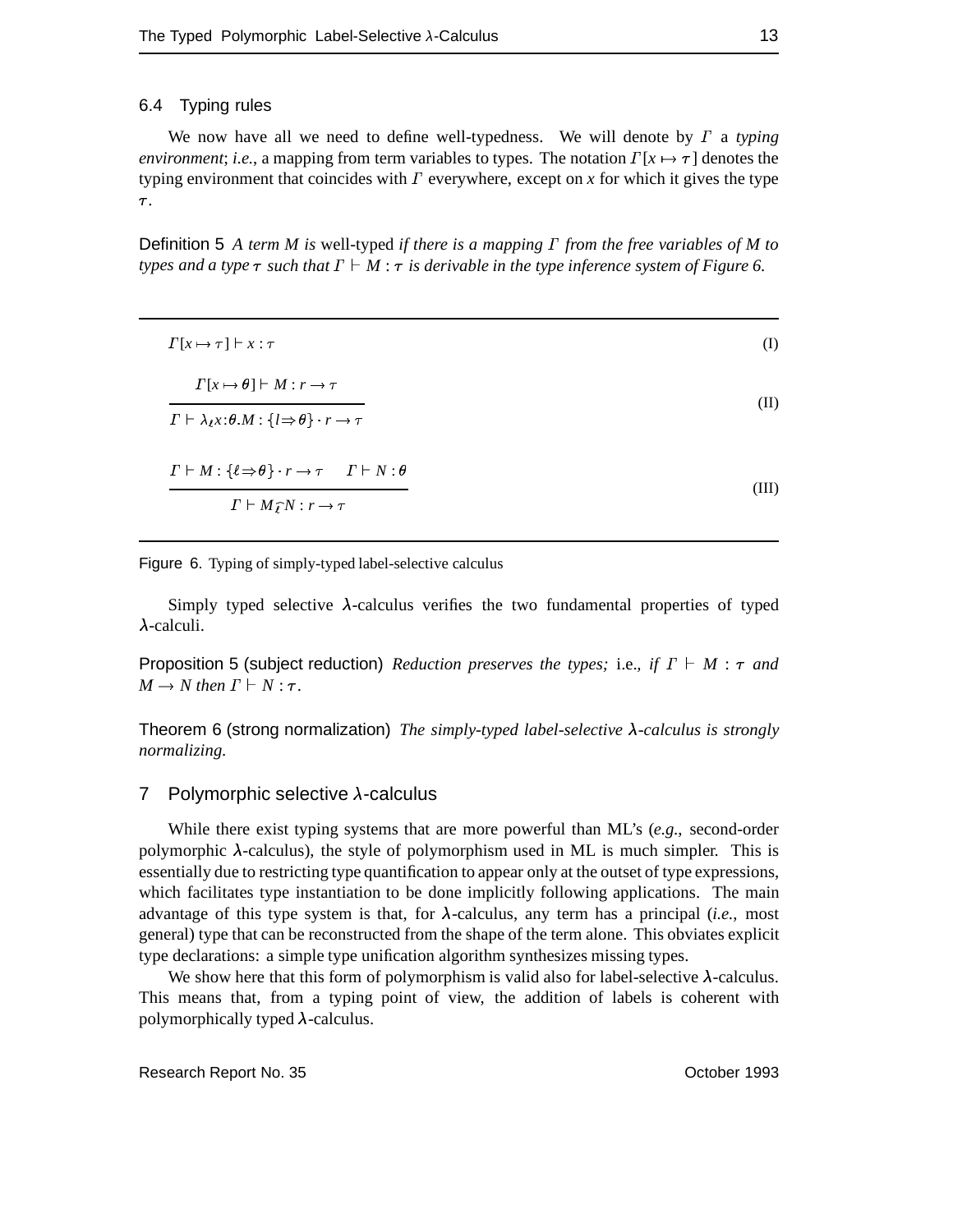### 6.4 Typing rules

We now have all we need to define well-typedness. We will denote by $\Gamma$ a *typing environment*; *i.e.*, a mapping from term variables to types. The notation $\Gamma[x \mapsto \tau]$ denotes the typing environment that coincides with $\Gamma$ everywhere, except on $x$ for which it gives the type $\tau$.

Definition 5 *A term $M$ is* well-typed *if there is a mapping $\Gamma$ from the free variables of $M$ to types and a type $\tau$ such that $\Gamma \vdash M : \tau$ is derivable in the type inference system of Figure 6.*

$$\Gamma[x \mapsto \tau] \vdash x : \tau \qquad \text{(I)}$$

$$\frac{\Gamma[x \mapsto \theta] \vdash M : r \to \tau}{\Gamma \vdash \lambda_\ell x{:}\theta.M : \{l \Rightarrow \theta\} \cdot r \to \tau} \qquad \text{(II)}$$

$$\frac{\Gamma \vdash M : \{\ell \Rightarrow \theta\} \cdot r \to \tau \qquad \Gamma \vdash N : \theta}{\Gamma \vdash M \widehat{\ell} N : r \to \tau} \qquad \text{(III)}$$

Figure 6. Typing of simply-typed label-selective calculus

Simply typed selective $\lambda$-calculus verifies the two fundamental properties of typed $\lambda$-calculi.

Proposition 5 (subject reduction) *Reduction preserves the types;* i.e.*, if $\Gamma \vdash M : \tau$ and $M \to N$ then $\Gamma \vdash N : \tau$.*

Theorem 6 (strong normalization) *The simply-typed label-selective $\lambda$-calculus is strongly normalizing.*

## 7 Polymorphic selective $\lambda$-calculus

While there exist typing systems that are more powerful than ML's (*e.g.,* second-order polymorphic $\lambda$-calculus), the style of polymorphism used in ML is much simpler. This is essentially due to restricting type quantification to appear only at the outset of type expressions, which facilitates type instantiation to be done implicitly following applications. The main advantage of this type system is that, for $\lambda$-calculus, any term has a principal (*i.e.,* most general) type that can be reconstructed from the shape of the term alone. This obviates explicit type declarations: a simple type unification algorithm synthesizes missing types.

We show here that this form of polymorphism is valid also for label-selective $\lambda$-calculus. This means that, from a typing point of view, the addition of labels is coherent with polymorphically typed $\lambda$-calculus.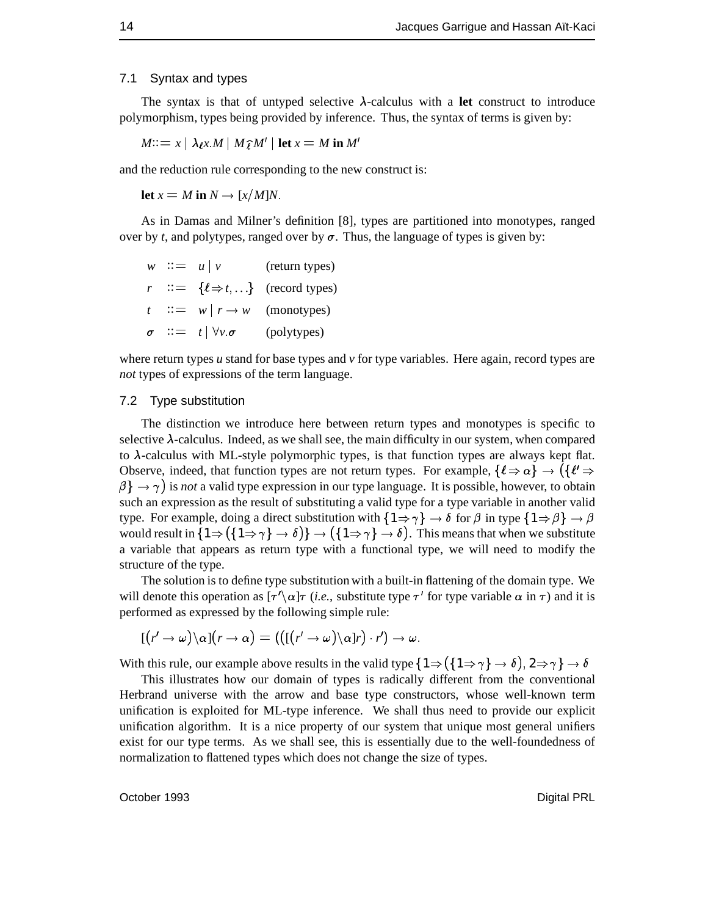### 7.1 Syntax and types

The syntax is that of untyped selective $\lambda$-calculus with a **let** construct to introduce polymorphism, types being provided by inference. Thus, the syntax of terms is given by:

$$M ::= x \mid \lambda_\ell x.M \mid M \hat{\ell} M' \mid \textbf{let } x = M \textbf{ in } M'$$

and the reduction rule corresponding to the new construct is:

$$\textbf{let } x = M \textbf{ in } N \to [x/M]N.$$

As in Damas and Milner's definition [8], types are partitioned into monotypes, ranged over by $t$, and polytypes, ranged over by $\sigma$. Thus, the language of types is given by:

$$
\begin{array}{llll}
w & ::= & u \mid v & \text{(return types)} \\
r & ::= & \{\ell \Rightarrow t, \ldots\} & \text{(record types)} \\
t & ::= & w \mid r \to w & \text{(monotypes)} \\
\sigma & ::= & t \mid \forall v.\sigma & \text{(polytypes)}
\end{array}
$$

where return types $u$ stand for base types and $v$ for type variables. Here again, record types are *not* types of expressions of the term language.

### 7.2 Type substitution

The distinction we introduce here between return types and monotypes is specific to selective $\lambda$-calculus. Indeed, as we shall see, the main difficulty in our system, when compared to $\lambda$-calculus with ML-style polymorphic types, is that function types are always kept flat. Observe, indeed, that function types are not return types. For example, $\{\ell \Rightarrow \alpha\} \to (\{\ell' \Rightarrow \beta\} \to \gamma)$ is *not* a valid type expression in our type language. It is possible, however, to obtain such an expression as the result of substituting a valid type for a type variable in another valid type. For example, doing a direct substitution with $\{1 \Rightarrow \gamma\} \to \delta$ for $\beta$ in type $\{1 \Rightarrow \beta\} \to \beta$ would result in $\{1 \Rightarrow (\{1 \Rightarrow \gamma\} \to \delta)\} \to (\{1 \Rightarrow \gamma\} \to \delta)$. This means that when we substitute a variable that appears as return type with a functional type, we will need to modify the structure of the type.

The solution is to define type substitution with a built-in flattening of the domain type. We will denote this operation as $[\tau' \backslash \alpha]\tau$ (*i.e.*, substitute type $\tau'$ for type variable $\alpha$ in $\tau$) and it is performed as expressed by the following simple rule:

$$[(r' \to \omega) \backslash \alpha](r \to \alpha) = (([(r' \to \omega) \backslash \alpha]r) \cdot r') \to \omega.$$

With this rule, our example above results in the valid type $\{1 \Rightarrow (\{1 \Rightarrow \gamma\} \to \delta), 2 \Rightarrow \gamma\} \to \delta$

This illustrates how our domain of types is radically different from the conventional Herbrand universe with the arrow and base type constructors, whose well-known term unification is exploited for ML-type inference. We shall thus need to provide our explicit unification algorithm. It is a nice property of our system that unique most general unifiers exist for our type terms. As we shall see, this is essentially due to the well-foundedness of normalization to flattened types which does not change the size of types.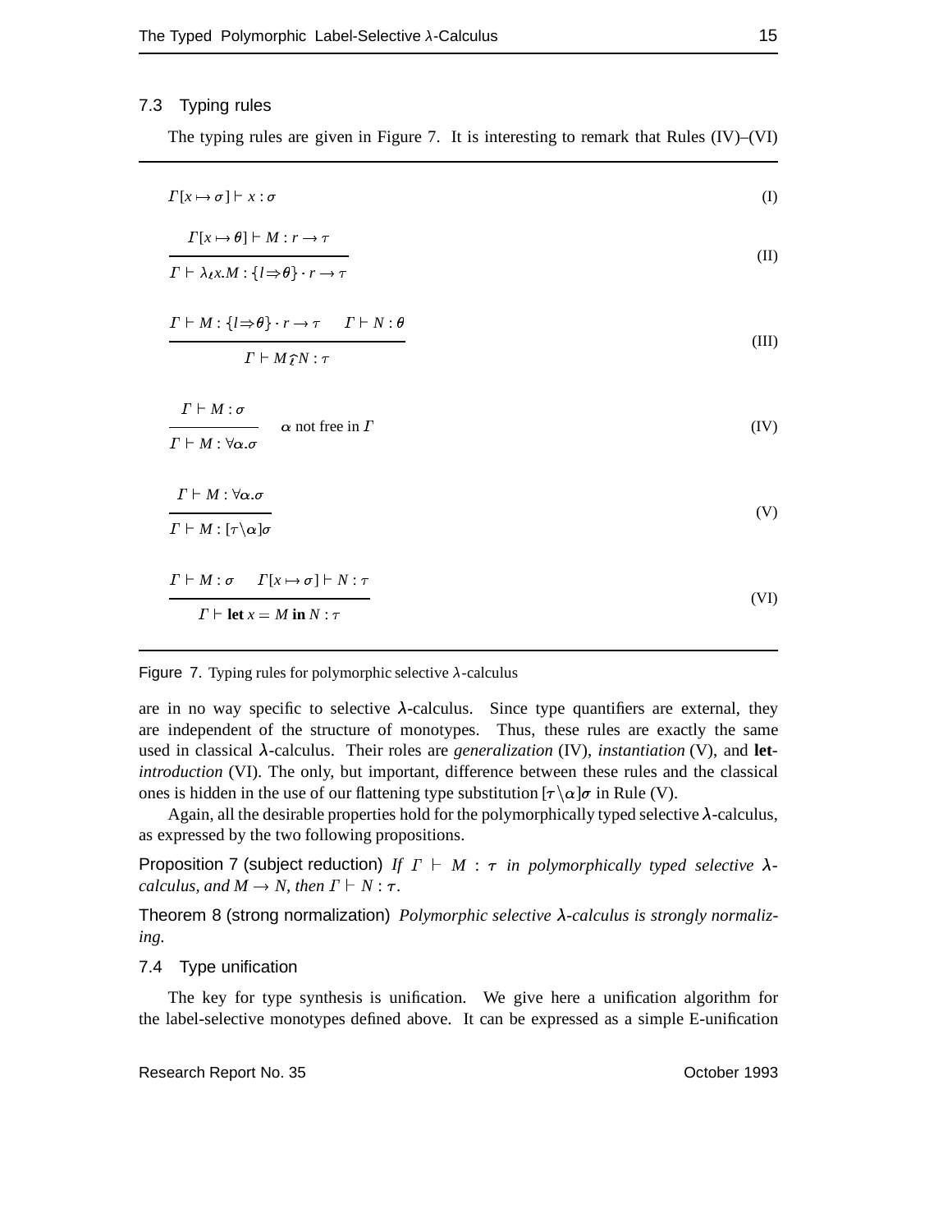### 7.3 Typing rules

The typing rules are given in Figure 7. It is interesting to remark that Rules (IV)–(VI)

$$\Gamma[x \mapsto \sigma] \vdash x : \sigma \tag{I}$$

$$\frac{\Gamma[x \mapsto \theta] \vdash M : r \to \tau}{\Gamma \vdash \lambda_{l} x.M : \{l \Rightarrow \theta\} \cdot r \to \tau} \tag{II}$$

$$\frac{\Gamma \vdash M : \{l \Rightarrow \theta\} \cdot r \to \tau \qquad \Gamma \vdash N : \theta}{\Gamma \vdash M \hat{l} N : \tau} \tag{III}$$

$$\frac{\Gamma \vdash M : \sigma}{\Gamma \vdash M : \forall \alpha . \sigma} \quad \alpha \text{ not free in } \Gamma \tag{IV}$$

$$\frac{\Gamma \vdash M : \forall \alpha . \sigma}{\Gamma \vdash M : [\tau \backslash \alpha]\sigma} \tag{V}$$

$$\frac{\Gamma \vdash M : \sigma \qquad \Gamma[x \mapsto \sigma] \vdash N : \tau}{\Gamma \vdash \textbf{let } x = M \textbf{ in } N : \tau} \tag{VI}$$

Figure 7. Typing rules for polymorphic selective $\lambda$-calculus

are in no way specific to selective $\lambda$-calculus. Since type quantifiers are external, they are independent of the structure of monotypes. Thus, these rules are exactly the same used in classical $\lambda$-calculus. Their roles are *generalization* (IV), *instantiation* (V), and **let**-*introduction* (VI). The only, but important, difference between these rules and the classical ones is hidden in the use of our flattening type substitution $[\tau \backslash \alpha]\sigma$ in Rule (V).

Again, all the desirable properties hold for the polymorphically typed selective $\lambda$-calculus, as expressed by the two following propositions.

**Proposition 7 (subject reduction)** *If $\Gamma \vdash M : \tau$ in polymorphically typed selective $\lambda$-calculus, and $M \to N$, then $\Gamma \vdash N : \tau$.*

**Theorem 8 (strong normalization)** *Polymorphic selective $\lambda$-calculus is strongly normalizing.*

### 7.4 Type unification

The key for type synthesis is unification. We give here a unification algorithm for the label-selective monotypes defined above. It can be expressed as a simple E-unification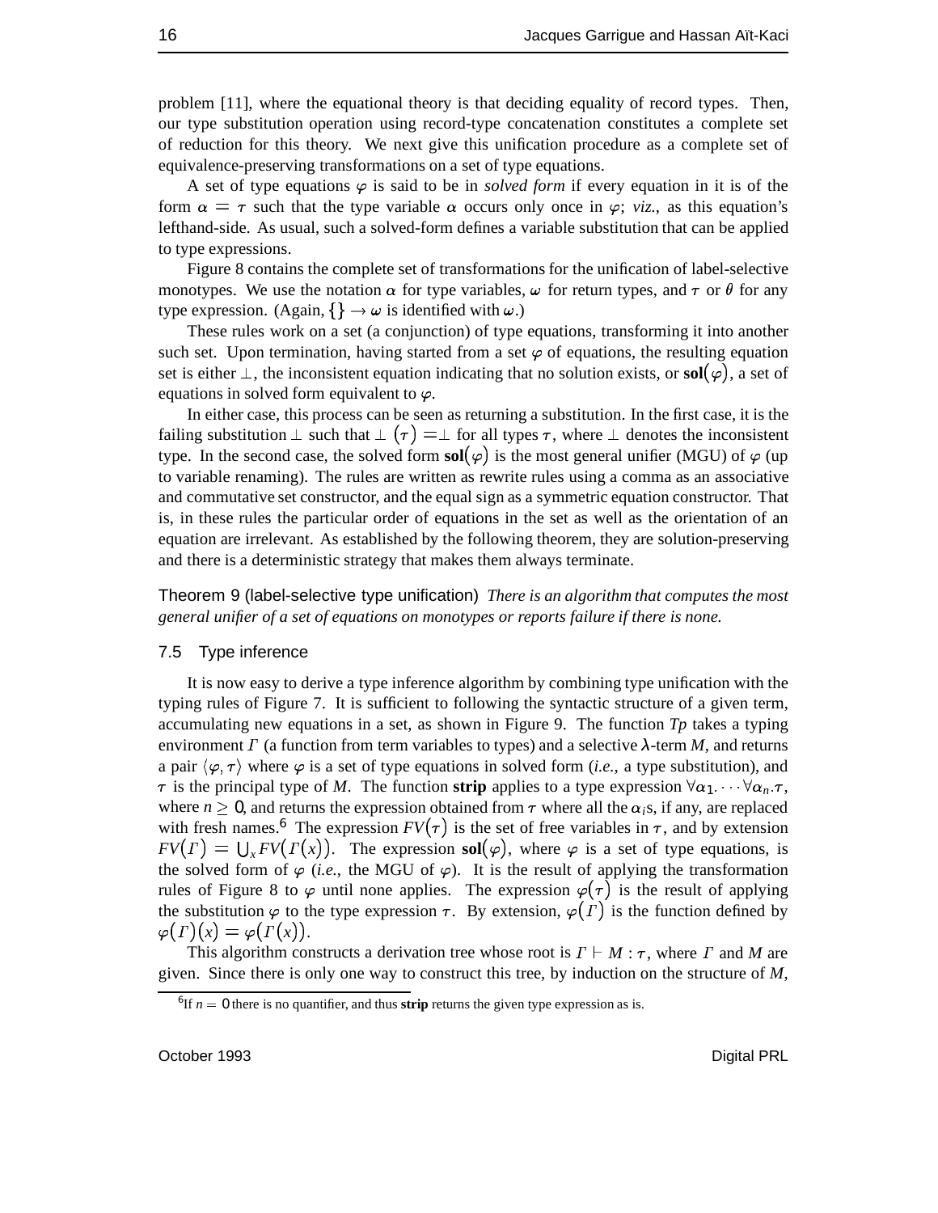problem [11], where the equational theory is that deciding equality of record types. Then, our type substitution operation using record-type concatenation constitutes a complete set of reduction for this theory. We next give this unification procedure as a complete set of equivalence-preserving transformations on a set of type equations.

A set of type equations $\varphi$ is said to be in *solved form* if every equation in it is of the form $\alpha = \tau$ such that the type variable $\alpha$ occurs only once in $\varphi$; *viz.*, as this equation's lefthand-side. As usual, such a solved-form defines a variable substitution that can be applied to type expressions.

Figure 8 contains the complete set of transformations for the unification of label-selective monotypes. We use the notation $\alpha$ for type variables, $\omega$ for return types, and $\tau$ or $\theta$ for any type expression. (Again, $\{\} \rightarrow \omega$ is identified with $\omega$.)

These rules work on a set (a conjunction) of type equations, transforming it into another such set. Upon termination, having started from a set $\varphi$ of equations, the resulting equation set is either $\perp$, the inconsistent equation indicating that no solution exists, or $\mathbf{sol}(\varphi)$, a set of equations in solved form equivalent to $\varphi$.

In either case, this process can be seen as returning a substitution. In the first case, it is the failing substitution $\perp$ such that $\perp(\tau) = \perp$ for all types $\tau$, where $\perp$ denotes the inconsistent type. In the second case, the solved form $\mathbf{sol}(\varphi)$ is the most general unifier (MGU) of $\varphi$ (up to variable renaming). The rules are written as rewrite rules using a comma as an associative and commutative set constructor, and the equal sign as a symmetric equation constructor. That is, in these rules the particular order of equations in the set as well as the orientation of an equation are irrelevant. As established by the following theorem, they are solution-preserving and there is a deterministic strategy that makes them always terminate.

Theorem 9 (label-selective type unification) *There is an algorithm that computes the most general unifier of a set of equations on monotypes or reports failure if there is none.*

### 7.5 Type inference

It is now easy to derive a type inference algorithm by combining type unification with the typing rules of Figure 7. It is sufficient to following the syntactic structure of a given term, accumulating new equations in a set, as shown in Figure 9. The function *Tp* takes a typing environment $\Gamma$ (a function from term variables to types) and a selective $\lambda$-term $M$, and returns a pair $\langle \varphi, \tau \rangle$ where $\varphi$ is a set of type equations in solved form (*i.e.*, a type substitution), and $\tau$ is the principal type of $M$. The function **strip** applies to a type expression $\forall \alpha_1. \cdots \forall \alpha_n.\tau$, where $n \geq 0$, and returns the expression obtained from $\tau$ where all the $\alpha_i$s, if any, are replaced with fresh names.[6] The expression $FV(\tau)$ is the set of free variables in $\tau$, and by extension $FV(\Gamma) = \bigcup_x FV(\Gamma(x))$. The expression $\mathbf{sol}(\varphi)$, where $\varphi$ is a set of type equations, is the solved form of $\varphi$ (*i.e.*, the MGU of $\varphi$). It is the result of applying the transformation rules of Figure 8 to $\varphi$ until none applies. The expression $\varphi(\tau)$ is the result of applying the substitution $\varphi$ to the type expression $\tau$. By extension, $\varphi(\Gamma)$ is the function defined by $\varphi(\Gamma)(x) = \varphi(\Gamma(x))$.

This algorithm constructs a derivation tree whose root is $\Gamma \vdash M : \tau$, where $\Gamma$ and $M$ are given. Since there is only one way to construct this tree, by induction on the structure of $M$,

[6] If $n = 0$ there is no quantifier, and thus **strip** returns the given type expression as is.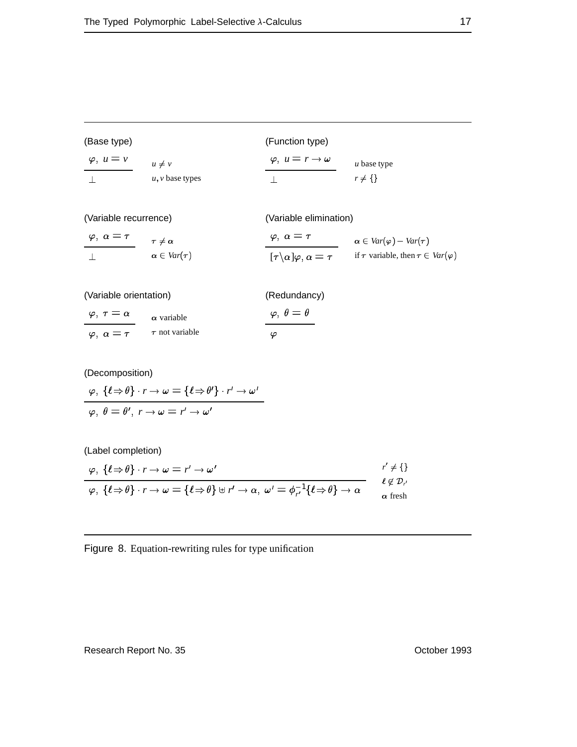(Base type)

$$\frac{\varphi,\ u = v}{\bot} \qquad \begin{array}{l} u \neq v \\ u, v \text{ base types} \end{array}$$

(Function type)

$$\frac{\varphi,\ u = r \to \omega}{\bot} \qquad \begin{array}{l} u \text{ base type} \\ r \neq \{\} \end{array}$$

(Variable recurrence)

$$\frac{\varphi,\ \alpha = \tau}{\bot} \qquad \begin{array}{l} \tau \neq \alpha \\ \alpha \in Var(\tau) \end{array}$$

(Variable elimination)

$$\frac{\varphi,\ \alpha = \tau}{[\tau \backslash \alpha]\varphi, \alpha = \tau} \qquad \begin{array}{l} \alpha \in Var(\varphi) - Var(\tau) \\ \text{if } \tau \text{ variable, then } \tau \in Var(\varphi) \end{array}$$

(Variable orientation)

$$\frac{\varphi,\ \tau = \alpha}{\varphi,\ \alpha = \tau} \qquad \begin{array}{l} \alpha \text{ variable} \\ \tau \text{ not variable} \end{array}$$

(Redundancy)

$$\frac{\varphi,\ \theta = \theta}{\varphi}$$

(Decomposition)

$$\frac{\varphi,\ \{\ell \Rightarrow \theta\} \cdot r \to \omega = \{\ell \Rightarrow \theta'\} \cdot r' \to \omega'}{\varphi,\ \theta = \theta',\ r \to \omega = r' \to \omega'}$$

(Label completion)

$$\frac{\varphi,\ \{\ell \Rightarrow \theta\} \cdot r \to \omega = r' \to \omega'}{\varphi,\ \{\ell \Rightarrow \theta\} \cdot r \to \omega = \{\ell \Rightarrow \theta\} \uplus r' \to \alpha,\ \omega' = \phi_{r'}^{-1}\{\ell \Rightarrow \theta\} \to \alpha} \qquad \begin{array}{l} r' \neq \{\} \\ \ell \notin \mathcal{D}_{r'} \\ \alpha \text{ fresh} \end{array}$$

Figure 8. Equation-rewriting rules for type unification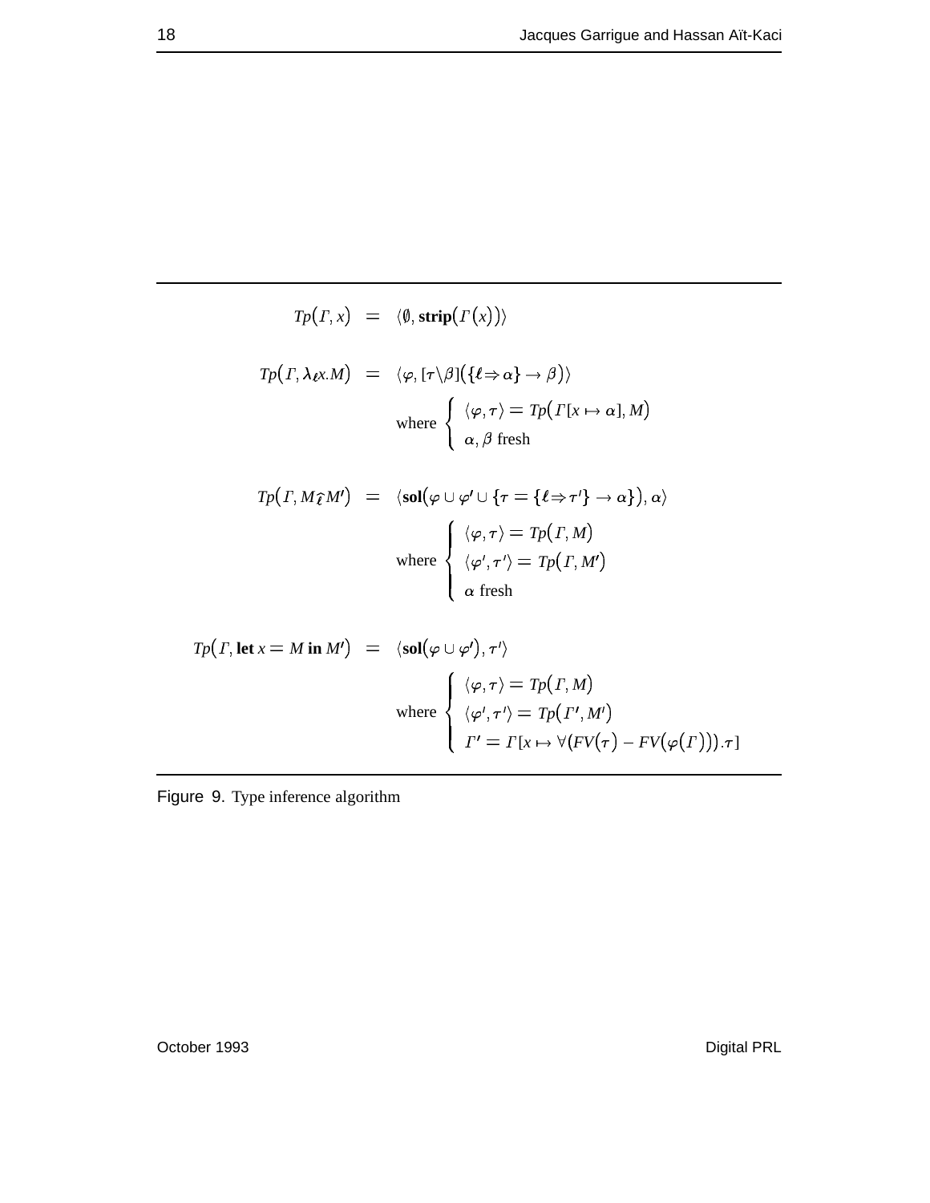$$Tp(\Gamma, x) \quad = \quad \langle \emptyset, \mathbf{strip}(\Gamma(x)) \rangle$$

$$Tp(\Gamma, \lambda_\ell x.M) \quad = \quad \langle \varphi, [\tau \backslash \beta](\{\ell \Rightarrow \alpha\} \rightarrow \beta) \rangle$$

$$\text{where } \begin{cases} \langle \varphi, \tau \rangle = Tp(\Gamma[x \mapsto \alpha], M) \\ \alpha, \beta \text{ fresh} \end{cases}$$

$$Tp(\Gamma, M \,\hat{\ell}\, M') \quad = \quad \langle \mathbf{sol}(\varphi \cup \varphi' \cup \{\tau = \{\ell \Rightarrow \tau'\} \rightarrow \alpha\}), \alpha \rangle$$

$$\text{where } \begin{cases} \langle \varphi, \tau \rangle = Tp(\Gamma, M) \\ \langle \varphi', \tau' \rangle = Tp(\Gamma, M') \\ \alpha \text{ fresh} \end{cases}$$

$$Tp(\Gamma, \mathbf{let}\ x = M\ \mathbf{in}\ M') \quad = \quad \langle \mathbf{sol}(\varphi \cup \varphi'), \tau' \rangle$$

$$\text{where } \begin{cases} \langle \varphi, \tau \rangle = Tp(\Gamma, M) \\ \langle \varphi', \tau' \rangle = Tp(\Gamma', M') \\ \Gamma' = \Gamma[x \mapsto \forall (FV(\tau) - FV(\varphi(\Gamma))).\tau] \end{cases}$$

Figure 9. Type inference algorithm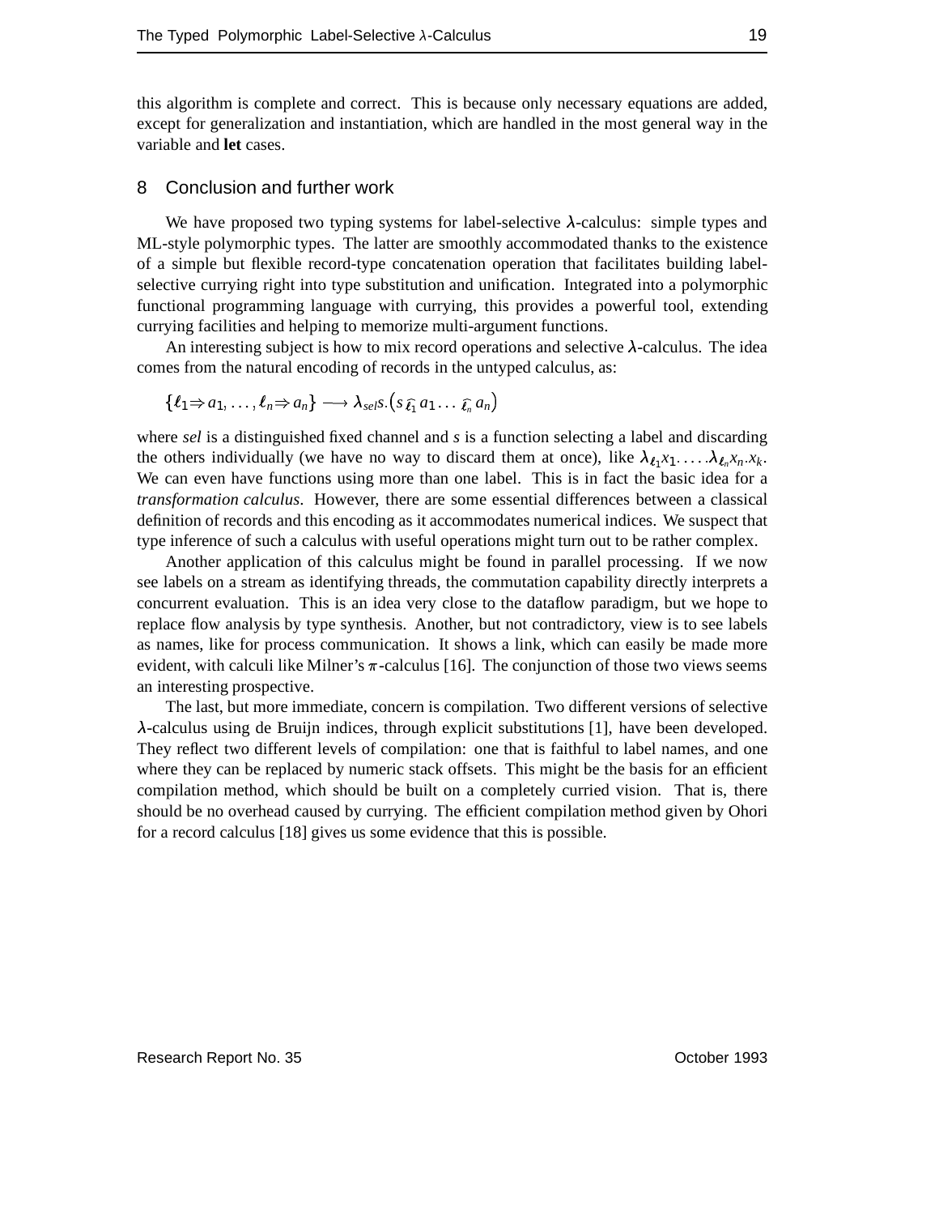this algorithm is complete and correct. This is because only necessary equations are added, except for generalization and instantiation, which are handled in the most general way in the variable and **let** cases.

## 8 Conclusion and further work

We have proposed two typing systems for label-selective $\lambda$-calculus: simple types and ML-style polymorphic types. The latter are smoothly accommodated thanks to the existence of a simple but flexible record-type concatenation operation that facilitates building label-selective currying right into type substitution and unification. Integrated into a polymorphic functional programming language with currying, this provides a powerful tool, extending currying facilities and helping to memorize multi-argument functions.

An interesting subject is how to mix record operations and selective $\lambda$-calculus. The idea comes from the natural encoding of records in the untyped calculus, as:

$$\{\ell_1 \Rightarrow a_1, \ldots, \ell_n \Rightarrow a_n\} \longrightarrow \lambda_{sel} s.(s \,\widehat{\ell_1}\, a_1 \ldots \widehat{\ell_n}\, a_n)$$

where *sel* is a distinguished fixed channel and *s* is a function selecting a label and discarding the others individually (we have no way to discard them at once), like $\lambda_{\ell_1} x_1. \ldots .\lambda_{\ell_n} x_n.x_k$. We can even have functions using more than one label. This is in fact the basic idea for a *transformation calculus*. However, there are some essential differences between a classical definition of records and this encoding as it accommodates numerical indices. We suspect that type inference of such a calculus with useful operations might turn out to be rather complex.

Another application of this calculus might be found in parallel processing. If we now see labels on a stream as identifying threads, the commutation capability directly interprets a concurrent evaluation. This is an idea very close to the dataflow paradigm, but we hope to replace flow analysis by type synthesis. Another, but not contradictory, view is to see labels as names, like for process communication. It shows a link, which can easily be made more evident, with calculi like Milner's $\pi$-calculus [16]. The conjunction of those two views seems an interesting prospective.

The last, but more immediate, concern is compilation. Two different versions of selective $\lambda$-calculus using de Bruijn indices, through explicit substitutions [1], have been developed. They reflect two different levels of compilation: one that is faithful to label names, and one where they can be replaced by numeric stack offsets. This might be the basis for an efficient compilation method, which should be built on a completely curried vision. That is, there should be no overhead caused by currying. The efficient compilation method given by Ohori for a record calculus [18] gives us some evidence that this is possible.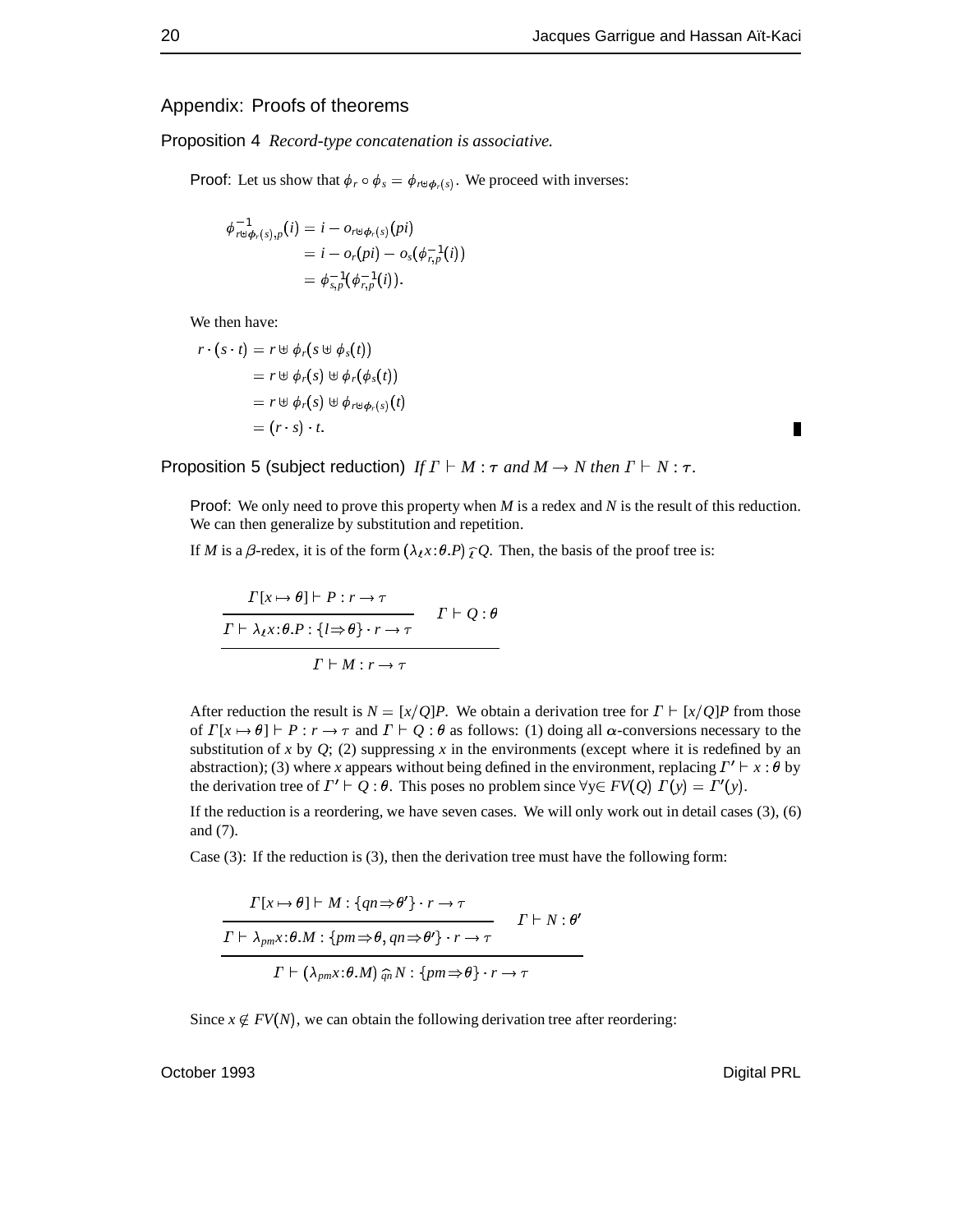## Appendix: Proofs of theorems

**Proposition 4** *Record-type concatenation is associative.*

**Proof**: Let us show that $\phi_r \circ \phi_s = \phi_{r \uplus \phi_r(s)}$. We proceed with inverses:

$$
\begin{aligned}
\phi^{-1}_{r \uplus \phi_r(s), p}(i) &= i - o_{r \uplus \phi_r(s)}(pi) \\
&= i - o_r(pi) - o_s(\phi^{-1}_{r,p}(i)) \\
&= \phi^{-1}_{s,p}(\phi^{-1}_{r,p}(i)).
\end{aligned}
$$

We then have:

$$
\begin{aligned}
r \cdot (s \cdot t) &= r \uplus \phi_r(s \uplus \phi_s(t)) \\
&= r \uplus \phi_r(s) \uplus \phi_r(\phi_s(t)) \\
&= r \uplus \phi_r(s) \uplus \phi_{r \uplus \phi_r(s)}(t) \\
&= (r \cdot s) \cdot t.
\end{aligned}
$$

∎

**Proposition 5 (subject reduction)** *If $\Gamma \vdash M : \tau$ and $M \rightarrow N$ then $\Gamma \vdash N : \tau$.*

**Proof**: We only need to prove this property when $M$ is a redex and $N$ is the result of this reduction. We can then generalize by substitution and repetition.

If $M$ is a $\beta$-redex, it is of the form $(\lambda_\ell x{:}\theta.P)\,\widehat{\ell}\,Q$. Then, the basis of the proof tree is:

$$
\dfrac{\dfrac{\Gamma[x \mapsto \theta] \vdash P : r \rightarrow \tau}{\Gamma \vdash \lambda_\ell x{:}\theta.P : \{l \Rightarrow \theta\} \cdot r \rightarrow \tau} \qquad \Gamma \vdash Q : \theta}{\Gamma \vdash M : r \rightarrow \tau}
$$

After reduction the result is $N = [x/Q]P$. We obtain a derivation tree for $\Gamma \vdash [x/Q]P$ from those of $\Gamma[x \mapsto \theta] \vdash P : r \rightarrow \tau$ and $\Gamma \vdash Q : \theta$ as follows: (1) doing all $\alpha$-conversions necessary to the substitution of $x$ by $Q$; (2) suppressing $x$ in the environments (except where it is redefined by an abstraction); (3) where $x$ appears without being defined in the environment, replacing $\Gamma' \vdash x : \theta$ by the derivation tree of $\Gamma' \vdash Q : \theta$. This poses no problem since $\forall y \in FV(Q)\ \Gamma(y) = \Gamma'(y)$.

If the reduction is a reordering, we have seven cases. We will only work out in detail cases (3), (6) and (7).

Case (3): If the reduction is (3), then the derivation tree must have the following form:

$$
\dfrac{\dfrac{\Gamma[x \mapsto \theta] \vdash M : \{qn \Rightarrow \theta'\} \cdot r \rightarrow \tau}{\Gamma \vdash \lambda_{pm} x{:}\theta.M : \{pm \Rightarrow \theta, qn \Rightarrow \theta'\} \cdot r \rightarrow \tau} \qquad \Gamma \vdash N : \theta'}{\Gamma \vdash (\lambda_{pm} x{:}\theta.M)\,\widehat{qn}\,N : \{pm \Rightarrow \theta\} \cdot r \rightarrow \tau}
$$

Since $x \notin FV(N)$, we can obtain the following derivation tree after reordering: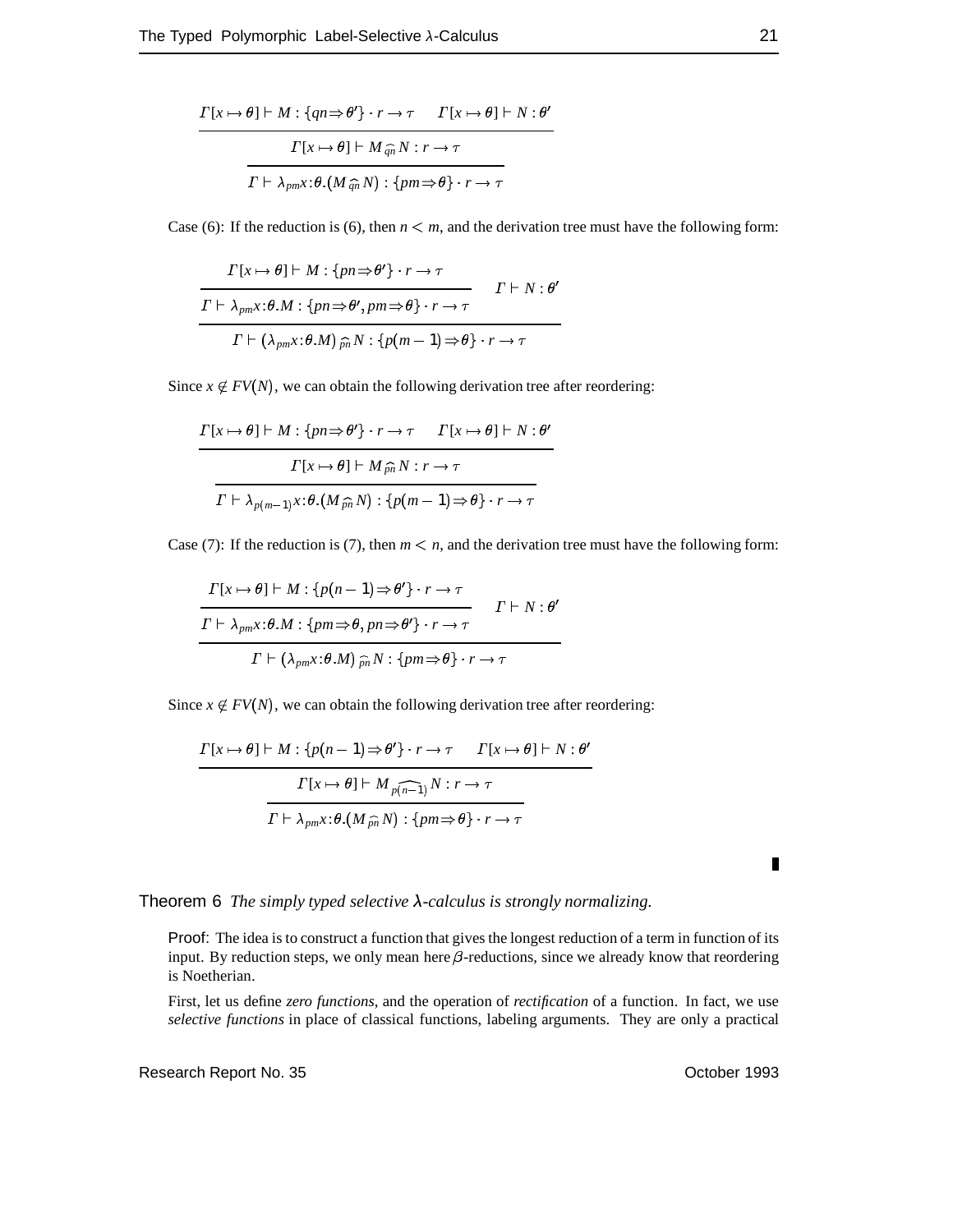$$\dfrac{\dfrac{\Gamma[x \mapsto \theta] \vdash M : \{qn \Rightarrow \theta'\} \cdot r \to \tau \qquad \Gamma[x \mapsto \theta] \vdash N : \theta'}{\Gamma[x \mapsto \theta] \vdash M \,\widehat{_{qn}}\, N : r \to \tau}}{\Gamma \vdash \lambda_{pm} x : \theta . (M \,\widehat{_{qn}}\, N) : \{pm \Rightarrow \theta\} \cdot r \to \tau}$$

Case (6): If the reduction is (6), then $n < m$, and the derivation tree must have the following form:

$$\dfrac{\dfrac{\Gamma[x \mapsto \theta] \vdash M : \{pn \Rightarrow \theta'\} \cdot r \to \tau}{\Gamma \vdash \lambda_{pm} x : \theta . M : \{pn \Rightarrow \theta', pm \Rightarrow \theta\} \cdot r \to \tau} \qquad \Gamma \vdash N : \theta'}{\Gamma \vdash (\lambda_{pm} x : \theta . M) \,\widehat{_{pn}}\, N : \{p(m-1) \Rightarrow \theta\} \cdot r \to \tau}$$

Since $x \notin FV(N)$, we can obtain the following derivation tree after reordering:

$$\dfrac{\dfrac{\Gamma[x \mapsto \theta] \vdash M : \{pn \Rightarrow \theta'\} \cdot r \to \tau \qquad \Gamma[x \mapsto \theta] \vdash N : \theta'}{\Gamma[x \mapsto \theta] \vdash M \,\widehat{_{pn}}\, N : r \to \tau}}{\Gamma \vdash \lambda_{p(m-1)} x : \theta . (M \,\widehat{_{pn}}\, N) : \{p(m-1) \Rightarrow \theta\} \cdot r \to \tau}$$

Case (7): If the reduction is (7), then $m < n$, and the derivation tree must have the following form:

$$\dfrac{\dfrac{\Gamma[x \mapsto \theta] \vdash M : \{p(n-1) \Rightarrow \theta'\} \cdot r \to \tau}{\Gamma \vdash \lambda_{pm} x : \theta . M : \{pm \Rightarrow \theta, pn \Rightarrow \theta'\} \cdot r \to \tau} \qquad \Gamma \vdash N : \theta'}{\Gamma \vdash (\lambda_{pm} x : \theta . M) \,\widehat{_{pn}}\, N : \{pm \Rightarrow \theta\} \cdot r \to \tau}$$

Since $x \notin FV(N)$, we can obtain the following derivation tree after reordering:

$$\dfrac{\dfrac{\Gamma[x \mapsto \theta] \vdash M : \{p(n-1) \Rightarrow \theta'\} \cdot r \to \tau \qquad \Gamma[x \mapsto \theta] \vdash N : \theta'}{\Gamma[x \mapsto \theta] \vdash M \,\widehat{_{p(n-1)}}\, N : r \to \tau}}{\Gamma \vdash \lambda_{pm} x : \theta . (M \,\widehat{_{pn}}\, N) : \{pm \Rightarrow \theta\} \cdot r \to \tau}$$

∎

**Theorem 6** *The simply typed selective $\lambda$-calculus is strongly normalizing.*

**Proof**: The idea is to construct a function that gives the longest reduction of a term in function of its input. By reduction steps, we only mean here $\beta$-reductions, since we already know that reordering is Noetherian.

First, let us define *zero functions*, and the operation of *rectification* of a function. In fact, we use *selective functions* in place of classical functions, labeling arguments. They are only a practical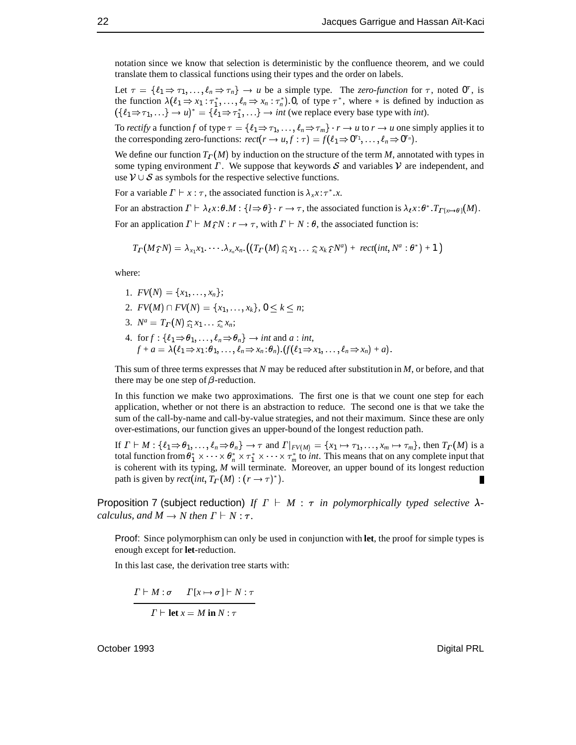notation since we know that selection is deterministic by the confluence theorem, and we could translate them to classical functions using their types and the order on labels.

Let $\tau = \{\ell_1 \Rightarrow \tau_1, \ldots, \ell_n \Rightarrow \tau_n\} \to u$ be a simple type. The *zero-function* for $\tau$, noted $0^\tau$, is the function $\lambda(\ell_1 \Rightarrow x_1 : \tau_1^*, \ldots, \ell_n \Rightarrow x_n : \tau_n^*).0$, of type $\tau^*$, where $*$ is defined by induction as $(\{\ell_1 \Rightarrow \tau_1, \ldots\} \to u)^* = \{\ell_1 \Rightarrow \tau_1^*, \ldots\} \to int$ (we replace every base type with *int*).

To *rectify* a function $f$ of type $\tau = \{\ell_1 \Rightarrow \tau_1, \ldots, \ell_n \Rightarrow \tau_m\} \cdot r \to u$ to $r \to u$ one simply applies it to the corresponding zero-functions: $rect(r \to u, f : \tau) = f(\ell_1 \Rightarrow 0^{\tau_1}, \ldots, \ell_n \Rightarrow 0^{\tau_n})$.

We define our function $T_\Gamma(M)$ by induction on the structure of the term $M$, annotated with types in some typing environment $\Gamma$. We suppose that keywords $\mathcal{S}$ and variables $\mathcal{V}$ are independent, and use $\mathcal{V} \cup \mathcal{S}$ as symbols for the respective selective functions.

For a variable $\Gamma \vdash x : \tau$, the associated function is $\lambda_x x : \tau^*.x$.

For an abstraction $\Gamma \vdash \lambda_\ell x : \theta.M : \{l \Rightarrow \theta\} \cdot r \to \tau$, the associated function is $\lambda_\ell x : \theta^*.T_{\Gamma[x \mapsto \theta]}(M)$.

For an application $\Gamma \vdash M \widehat{\ell} N : r \to \tau$, with $\Gamma \vdash N : \theta$, the associated function is:

$$T_\Gamma(M \widehat{\ell} N) = \lambda_{x_1} x_1. \cdots .\lambda_{x_n} x_n.\big((T_\Gamma(M) \widehat{{}_{x_1}} x_1 \ldots \widehat{{}_{x_k}} x_k \widehat{\ell} N^a) + rect(int, N^a : \theta^*) + 1\big)$$

where:

1. $FV(N) = \{x_1, \ldots, x_n\}$;
2. $FV(M) \cap FV(N) = \{x_1, \ldots, x_k\}$, $0 \leq k \leq n$;
3. $N^a = T_\Gamma(N) \widehat{{}_{x_1}} x_1 \ldots \widehat{{}_{x_n}} x_n$;
4. for $f : \{\ell_1 \Rightarrow \theta_1, \ldots, \ell_n \Rightarrow \theta_n\} \to int$ and $a : int$,
   $f + a = \lambda(\ell_1 \Rightarrow x_1 : \theta_1, \ldots, \ell_n \Rightarrow x_n : \theta_n).(f(\ell_1 \Rightarrow x_1, \ldots, \ell_n \Rightarrow x_n) + a)$.

This sum of three terms expresses that $N$ may be reduced after substitution in $M$, or before, and that there may be one step of $\beta$-reduction.

In this function we make two approximations. The first one is that we count one step for each application, whether or not there is an abstraction to reduce. The second one is that we take the sum of the call-by-name and call-by-value strategies, and not their maximum. Since these are only over-estimations, our function gives an upper-bound of the longest reduction path.

If $\Gamma \vdash M : \{\ell_1 \Rightarrow \theta_1, \ldots, \ell_n \Rightarrow \theta_n\} \to \tau$ and $\Gamma|_{FV(M)} = \{x_1 \mapsto \tau_1, \ldots, x_m \mapsto \tau_m\}$, then $T_\Gamma(M)$ is a total function from $\theta_1^* \times \cdots \times \theta_n^* \times \tau_1^* \times \cdots \times \tau_m^*$ to *int*. This means that on any complete input that is coherent with its typing, $M$ will terminate. Moreover, an upper bound of its longest reduction path is given by $rect(int, T_\Gamma(M) : (r \to \tau)^*)$. ∎

**Proposition 7 (subject reduction)** *If $\Gamma \vdash M : \tau$ in polymorphically typed selective $\lambda$-calculus, and $M \to N$ then $\Gamma \vdash N : \tau$.*

Proof: Since polymorphism can only be used in conjunction with **let**, the proof for simple types is enough except for **let**-reduction.

In this last case, the derivation tree starts with:

$$\frac{\Gamma \vdash M : \sigma \qquad \Gamma[x \mapsto \sigma] \vdash N : \tau}{\Gamma \vdash \textbf{let } x = M \textbf{ in } N : \tau}$$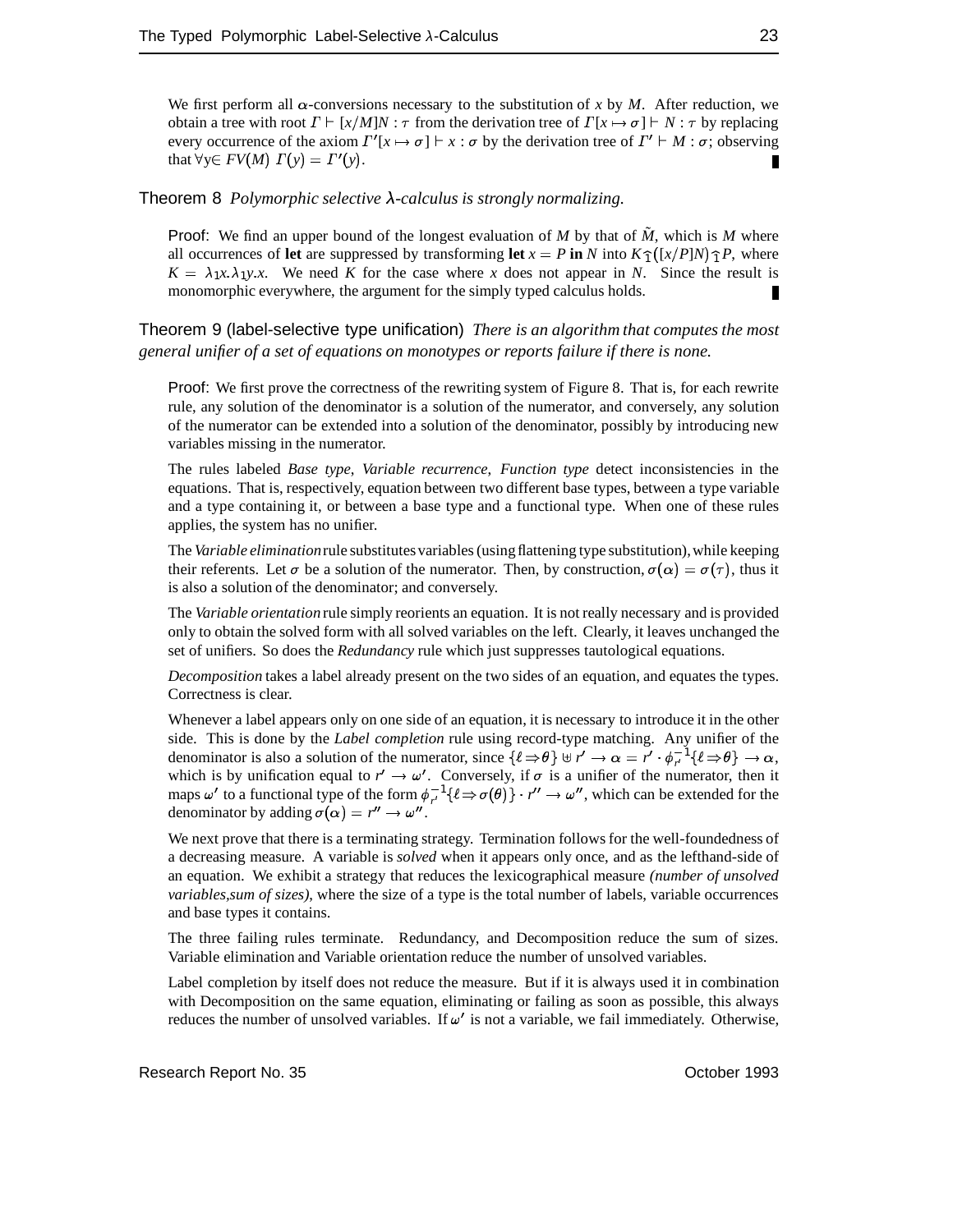We first perform all $\alpha$-conversions necessary to the substitution of $x$ by $M$. After reduction, we obtain a tree with root $\Gamma \vdash [x/M]N : \tau$ from the derivation tree of $\Gamma[x \mapsto \sigma] \vdash N : \tau$ by replacing every occurrence of the axiom $\Gamma'[x \mapsto \sigma] \vdash x : \sigma$ by the derivation tree of $\Gamma' \vdash M : \sigma$; observing that $\forall y \in FV(M)\ \Gamma(y) = \Gamma'(y)$. ∎

**Theorem 8** *Polymorphic selective $\lambda$-calculus is strongly normalizing.*

Proof: We find an upper bound of the longest evaluation of $M$ by that of $\tilde{M}$, which is $M$ where all occurrences of **let** are suppressed by transforming **let** $x = P$ **in** $N$ into $K \hat{\ }_1 ([x/P]N) \hat{\ }_1 P$, where $K = \lambda_1 x.\lambda_1 y.x$. We need $K$ for the case where $x$ does not appear in $N$. Since the result is monomorphic everywhere, the argument for the simply typed calculus holds. ∎

**Theorem 9 (label-selective type unification)** *There is an algorithm that computes the most general unifier of a set of equations on monotypes or reports failure if there is none.*

Proof: We first prove the correctness of the rewriting system of Figure 8. That is, for each rewrite rule, any solution of the denominator is a solution of the numerator, and conversely, any solution of the numerator can be extended into a solution of the denominator, possibly by introducing new variables missing in the numerator.

The rules labeled *Base type, Variable recurrence, Function type* detect inconsistencies in the equations. That is, respectively, equation between two different base types, between a type variable and a type containing it, or between a base type and a functional type. When one of these rules applies, the system has no unifier.

The *Variable elimination* rule substitutes variables (using flattening type substitution), while keeping their referents. Let $\sigma$ be a solution of the numerator. Then, by construction, $\sigma(\alpha) = \sigma(\tau)$, thus it is also a solution of the denominator; and conversely.

The *Variable orientation* rule simply reorients an equation. It is not really necessary and is provided only to obtain the solved form with all solved variables on the left. Clearly, it leaves unchanged the set of unifiers. So does the *Redundancy* rule which just suppresses tautological equations.

*Decomposition* takes a label already present on the two sides of an equation, and equates the types. Correctness is clear.

Whenever a label appears only on one side of an equation, it is necessary to introduce it in the other side. This is done by the *Label completion* rule using record-type matching. Any unifier of the denominator is also a solution of the numerator, since $\{\ell \Rightarrow \theta\} \uplus r' \to \alpha = r' \cdot \phi_{r'}^{-1}\{\ell \Rightarrow \theta\} \to \alpha$, which is by unification equal to $r' \to \omega'$. Conversely, if $\sigma$ is a unifier of the numerator, then it maps $\omega'$ to a functional type of the form $\phi_{r'}^{-1}\{\ell \Rightarrow \sigma(\theta)\} \cdot r'' \to \omega''$, which can be extended for the denominator by adding $\sigma(\alpha) = r'' \to \omega''$.

We next prove that there is a terminating strategy. Termination follows for the well-foundedness of a decreasing measure. A variable is *solved* when it appears only once, and as the lefthand-side of an equation. We exhibit a strategy that reduces the lexicographical measure *(number of unsolved variables,sum of sizes),* where the size of a type is the total number of labels, variable occurrences and base types it contains.

The three failing rules terminate. Redundancy, and Decomposition reduce the sum of sizes. Variable elimination and Variable orientation reduce the number of unsolved variables.

Label completion by itself does not reduce the measure. But if it is always used it in combination with Decomposition on the same equation, eliminating or failing as soon as possible, this always reduces the number of unsolved variables. If $\omega'$ is not a variable, we fail immediately. Otherwise,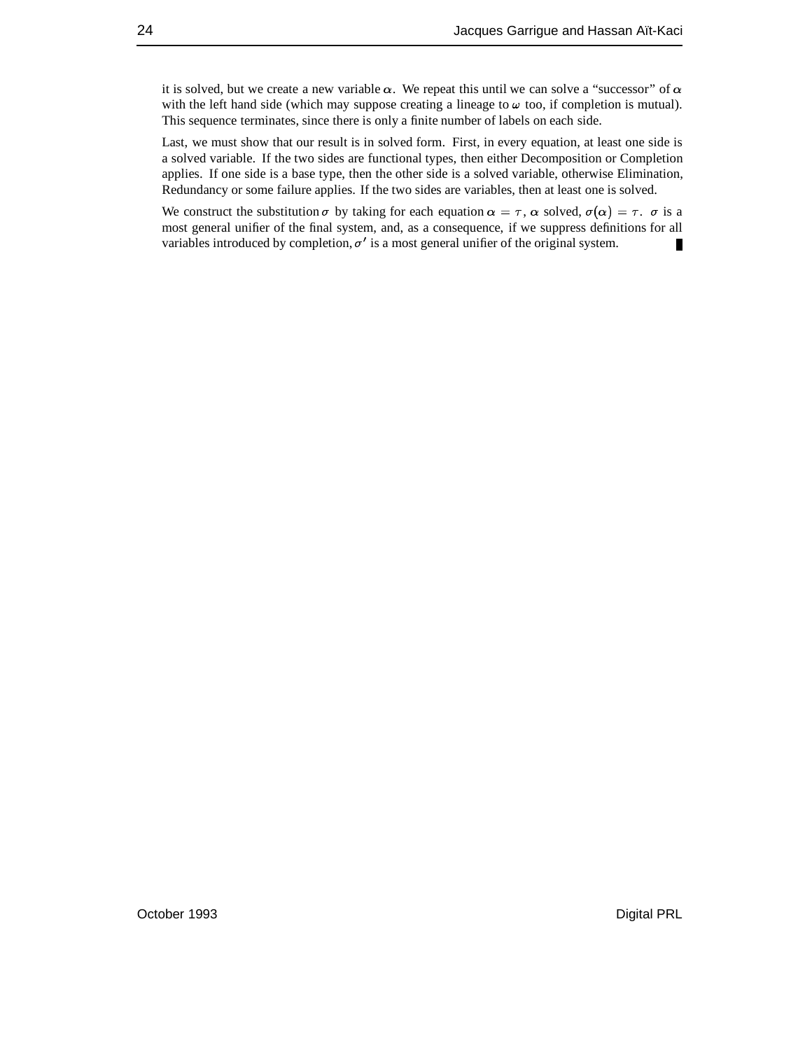it is solved, but we create a new variable $\alpha$. We repeat this until we can solve a "successor" of $\alpha$ with the left hand side (which may suppose creating a lineage to $\omega$ too, if completion is mutual). This sequence terminates, since there is only a finite number of labels on each side.

Last, we must show that our result is in solved form. First, in every equation, at least one side is a solved variable. If the two sides are functional types, then either Decomposition or Completion applies. If one side is a base type, then the other side is a solved variable, otherwise Elimination, Redundancy or some failure applies. If the two sides are variables, then at least one is solved.

We construct the substitution $\sigma$ by taking for each equation $\alpha = \tau$, $\alpha$ solved, $\sigma(\alpha) = \tau$. $\sigma$ is a most general unifier of the final system, and, as a consequence, if we suppress definitions for all variables introduced by completion, $\sigma'$ is a most general unifier of the original system. ∎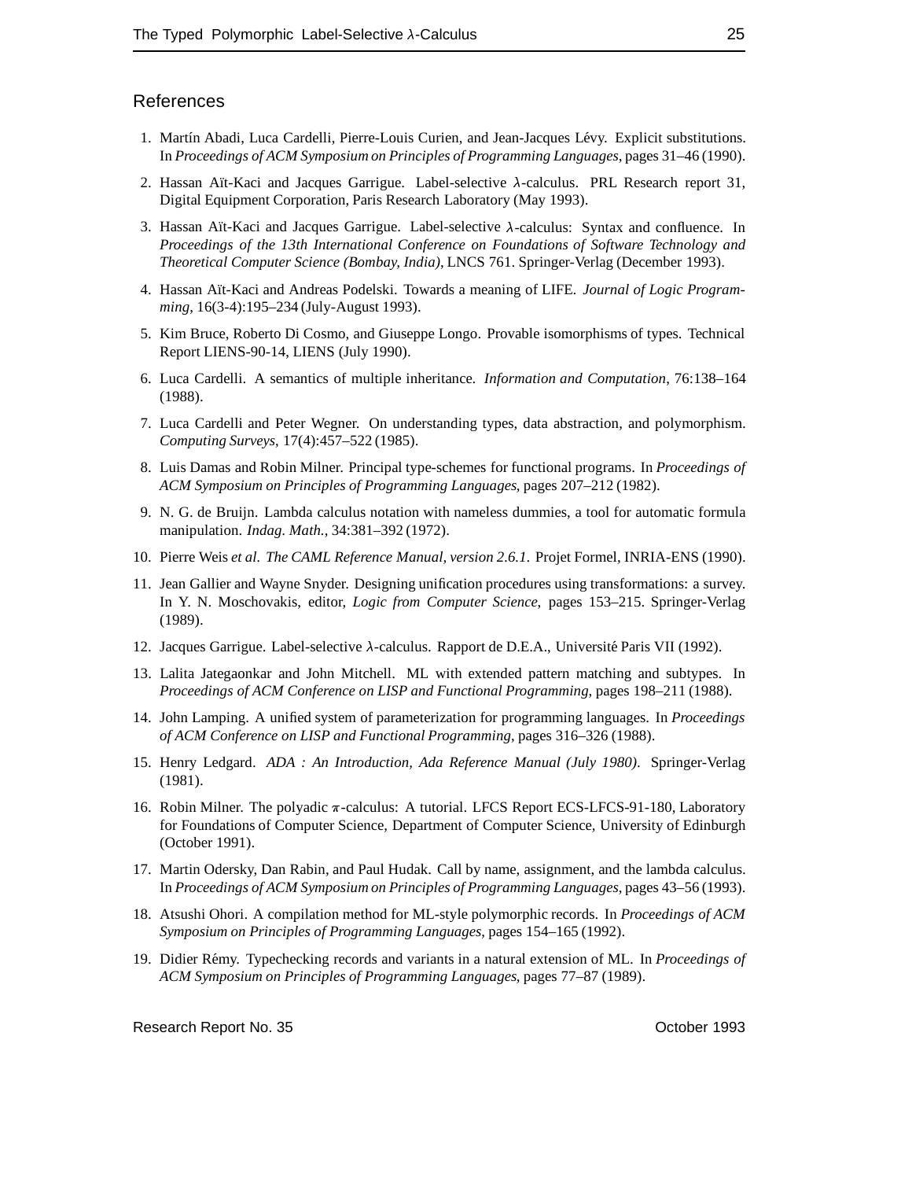## References

1. Martín Abadi, Luca Cardelli, Pierre-Louis Curien, and Jean-Jacques Lévy. Explicit substitutions. In *Proceedings of ACM Symposium on Principles of Programming Languages*, pages 31–46 (1990).
2. Hassan Aït-Kaci and Jacques Garrigue. Label-selective $\lambda$-calculus. PRL Research report 31, Digital Equipment Corporation, Paris Research Laboratory (May 1993).
3. Hassan Aït-Kaci and Jacques Garrigue. Label-selective $\lambda$-calculus: Syntax and confluence. In *Proceedings of the 13th International Conference on Foundations of Software Technology and Theoretical Computer Science (Bombay, India)*, LNCS 761. Springer-Verlag (December 1993).
4. Hassan Aït-Kaci and Andreas Podelski. Towards a meaning of LIFE. *Journal of Logic Programming*, 16(3-4):195–234 (July-August 1993).
5. Kim Bruce, Roberto Di Cosmo, and Giuseppe Longo. Provable isomorphisms of types. Technical Report LIENS-90-14, LIENS (July 1990).
6. Luca Cardelli. A semantics of multiple inheritance. *Information and Computation*, 76:138–164 (1988).
7. Luca Cardelli and Peter Wegner. On understanding types, data abstraction, and polymorphism. *Computing Surveys*, 17(4):457–522 (1985).
8. Luis Damas and Robin Milner. Principal type-schemes for functional programs. In *Proceedings of ACM Symposium on Principles of Programming Languages*, pages 207–212 (1982).
9. N. G. de Bruijn. Lambda calculus notation with nameless dummies, a tool for automatic formula manipulation. *Indag. Math.*, 34:381–392 (1972).
10. Pierre Weis *et al*. *The CAML Reference Manual, version 2.6.1*. Projet Formel, INRIA-ENS (1990).
11. Jean Gallier and Wayne Snyder. Designing unification procedures using transformations: a survey. In Y. N. Moschovakis, editor, *Logic from Computer Science*, pages 153–215. Springer-Verlag (1989).
12. Jacques Garrigue. Label-selective $\lambda$-calculus. Rapport de D.E.A., Université Paris VII (1992).
13. Lalita Jategaonkar and John Mitchell. ML with extended pattern matching and subtypes. In *Proceedings of ACM Conference on LISP and Functional Programming*, pages 198–211 (1988).
14. John Lamping. A unified system of parameterization for programming languages. In *Proceedings of ACM Conference on LISP and Functional Programming*, pages 316–326 (1988).
15. Henry Ledgard. *ADA : An Introduction, Ada Reference Manual (July 1980)*. Springer-Verlag (1981).
16. Robin Milner. The polyadic $\pi$-calculus: A tutorial. LFCS Report ECS-LFCS-91-180, Laboratory for Foundations of Computer Science, Department of Computer Science, University of Edinburgh (October 1991).
17. Martin Odersky, Dan Rabin, and Paul Hudak. Call by name, assignment, and the lambda calculus. In *Proceedings of ACM Symposium on Principles of Programming Languages*, pages 43–56 (1993).
18. Atsushi Ohori. A compilation method for ML-style polymorphic records. In *Proceedings of ACM Symposium on Principles of Programming Languages*, pages 154–165 (1992).
19. Didier Rémy. Typechecking records and variants in a natural extension of ML. In *Proceedings of ACM Symposium on Principles of Programming Languages*, pages 77–87 (1989).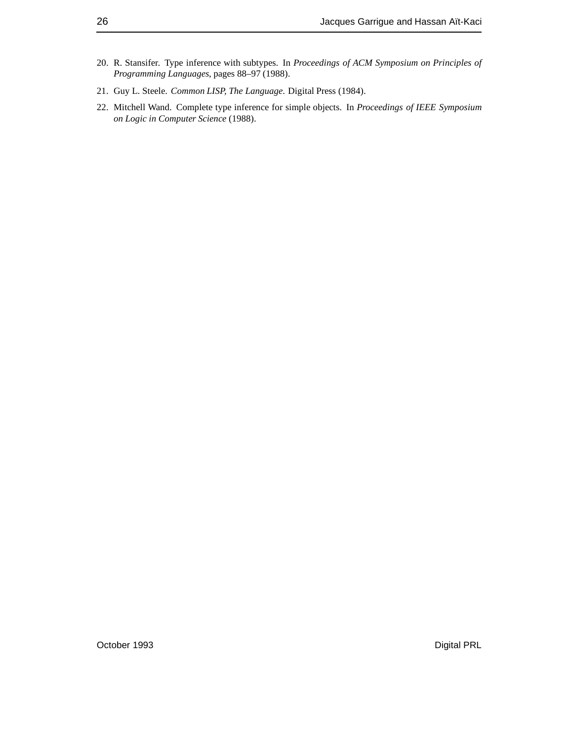20. R. Stansifer. Type inference with subtypes. In *Proceedings of ACM Symposium on Principles of Programming Languages*, pages 88–97 (1988).

21. Guy L. Steele. *Common LISP, The Language*. Digital Press (1984).

22. Mitchell Wand. Complete type inference for simple objects. In *Proceedings of IEEE Symposium on Logic in Computer Science* (1988).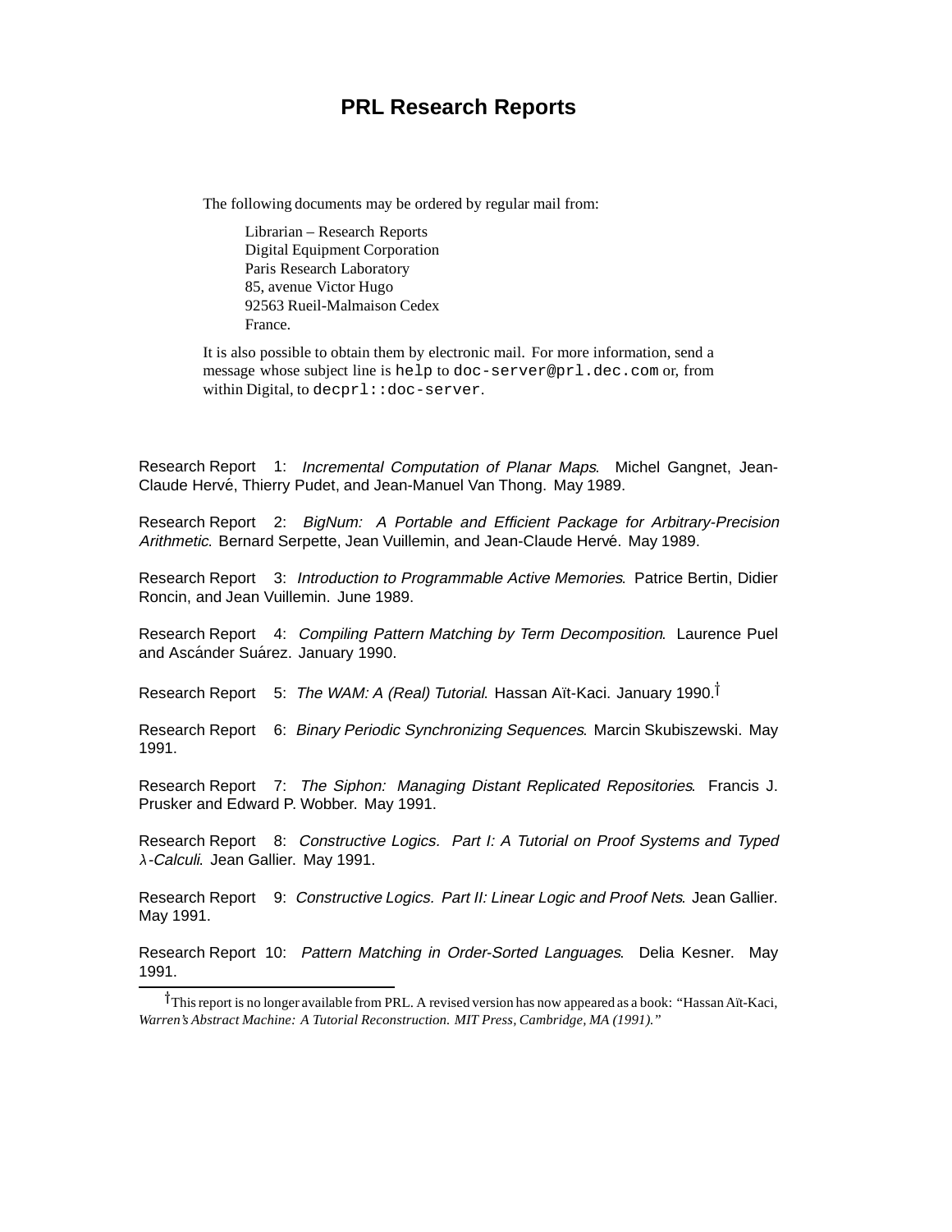# PRL Research Reports

The following documents may be ordered by regular mail from:

Librarian – Research Reports
Digital Equipment Corporation
Paris Research Laboratory
85, avenue Victor Hugo
92563 Rueil-Malmaison Cedex
France.

It is also possible to obtain them by electronic mail. For more information, send a message whose subject line is `help` to `doc-server@prl.dec.com` or, from within Digital, to `decprl::doc-server`.

Research Report 1: *Incremental Computation of Planar Maps*. Michel Gangnet, Jean-Claude Hervé, Thierry Pudet, and Jean-Manuel Van Thong. May 1989.

Research Report 2: *BigNum: A Portable and Efficient Package for Arbitrary-Precision Arithmetic*. Bernard Serpette, Jean Vuillemin, and Jean-Claude Hervé. May 1989.

Research Report 3: *Introduction to Programmable Active Memories*. Patrice Bertin, Didier Roncin, and Jean Vuillemin. June 1989.

Research Report 4: *Compiling Pattern Matching by Term Decomposition*. Laurence Puel and Ascánder Suárez. January 1990.

Research Report 5: *The WAM: A (Real) Tutorial*. Hassan Aït-Kaci. January 1990.†

Research Report 6: *Binary Periodic Synchronizing Sequences*. Marcin Skubiszewski. May 1991.

Research Report 7: *The Siphon: Managing Distant Replicated Repositories*. Francis J. Prusker and Edward P. Wobber. May 1991.

Research Report 8: *Constructive Logics. Part I: A Tutorial on Proof Systems and Typed $\lambda$-Calculi*. Jean Gallier. May 1991.

Research Report 9: *Constructive Logics. Part II: Linear Logic and Proof Nets*. Jean Gallier. May 1991.

Research Report 10: *Pattern Matching in Order-Sorted Languages*. Delia Kesner. May 1991.

---

†This report is no longer available from PRL. A revised version has now appeared as a book: "Hassan Aït-Kaci, *Warren's Abstract Machine: A Tutorial Reconstruction. MIT Press, Cambridge, MA (1991).*"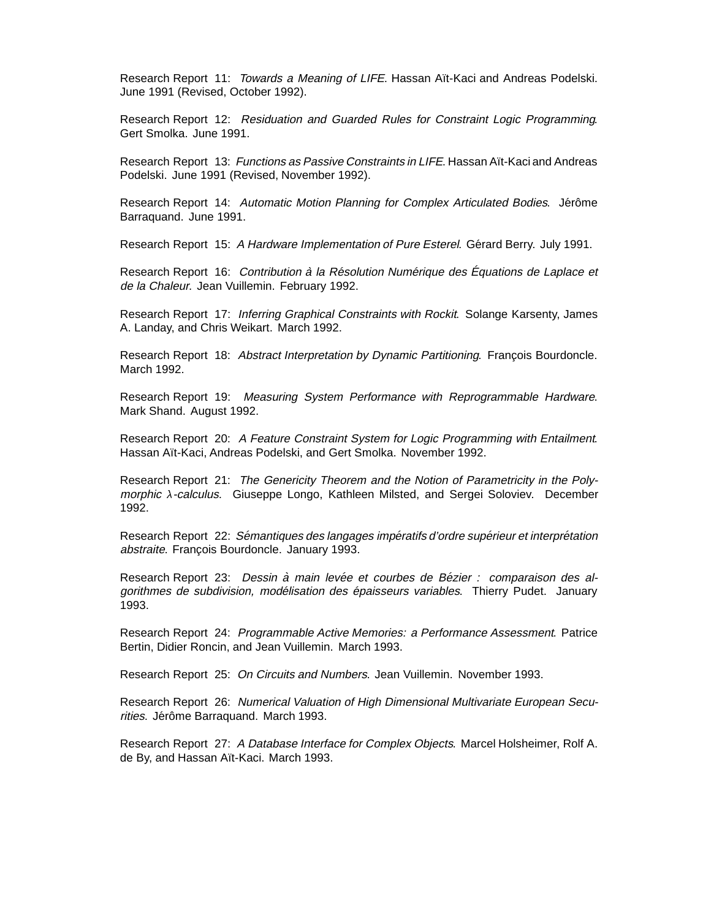Research Report 11: *Towards a Meaning of LIFE*. Hassan Aït-Kaci and Andreas Podelski. June 1991 (Revised, October 1992).

Research Report 12: *Residuation and Guarded Rules for Constraint Logic Programming*. Gert Smolka. June 1991.

Research Report 13: *Functions as Passive Constraints in LIFE*. Hassan Aït-Kaci and Andreas Podelski. June 1991 (Revised, November 1992).

Research Report 14: *Automatic Motion Planning for Complex Articulated Bodies*. Jérôme Barraquand. June 1991.

Research Report 15: *A Hardware Implementation of Pure Esterel*. Gérard Berry. July 1991.

Research Report 16: *Contribution à la Résolution Numérique des Équations de Laplace et de la Chaleur*. Jean Vuillemin. February 1992.

Research Report 17: *Inferring Graphical Constraints with Rockit*. Solange Karsenty, James A. Landay, and Chris Weikart. March 1992.

Research Report 18: *Abstract Interpretation by Dynamic Partitioning*. François Bourdoncle. March 1992.

Research Report 19: *Measuring System Performance with Reprogrammable Hardware*. Mark Shand. August 1992.

Research Report 20: *A Feature Constraint System for Logic Programming with Entailment*. Hassan Aït-Kaci, Andreas Podelski, and Gert Smolka. November 1992.

Research Report 21: *The Genericity Theorem and the Notion of Parametricity in the Polymorphic $\lambda$-calculus*. Giuseppe Longo, Kathleen Milsted, and Sergei Soloviev. December 1992.

Research Report 22: *Sémantiques des langages impératifs d'ordre supérieur et interprétation abstraite*. François Bourdoncle. January 1993.

Research Report 23: *Dessin à main levée et courbes de Bézier : comparaison des algorithmes de subdivision, modélisation des épaisseurs variables*. Thierry Pudet. January 1993.

Research Report 24: *Programmable Active Memories: a Performance Assessment*. Patrice Bertin, Didier Roncin, and Jean Vuillemin. March 1993.

Research Report 25: *On Circuits and Numbers*. Jean Vuillemin. November 1993.

Research Report 26: *Numerical Valuation of High Dimensional Multivariate European Securities.* Jérôme Barraquand. March 1993.

Research Report 27: *A Database Interface for Complex Objects*. Marcel Holsheimer, Rolf A. de By, and Hassan Aït-Kaci. March 1993.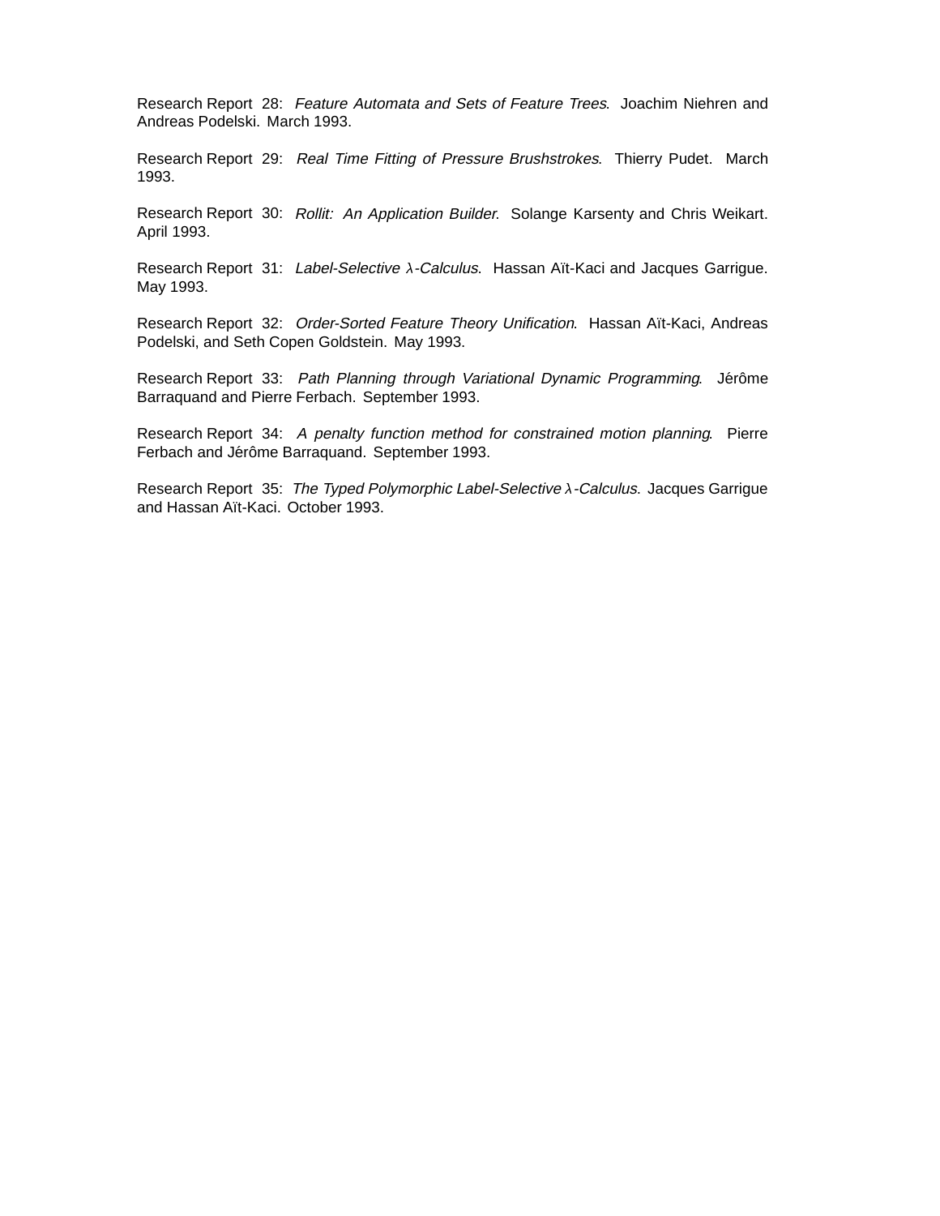Research Report 28: *Feature Automata and Sets of Feature Trees*. Joachim Niehren and Andreas Podelski. March 1993.

Research Report 29: *Real Time Fitting of Pressure Brushstrokes*. Thierry Pudet. March 1993.

Research Report 30: *Rollit: An Application Builder*. Solange Karsenty and Chris Weikart. April 1993.

Research Report 31: *Label-Selective $\lambda$-Calculus*. Hassan Aït-Kaci and Jacques Garrigue. May 1993.

Research Report 32: *Order-Sorted Feature Theory Unification*. Hassan Aït-Kaci, Andreas Podelski, and Seth Copen Goldstein. May 1993.

Research Report 33: *Path Planning through Variational Dynamic Programming*. Jérôme Barraquand and Pierre Ferbach. September 1993.

Research Report 34: *A penalty function method for constrained motion planning*. Pierre Ferbach and Jérôme Barraquand. September 1993.

Research Report 35: *The Typed Polymorphic Label-Selective $\lambda$-Calculus*. Jacques Garrigue and Hassan Aït-Kaci. October 1993.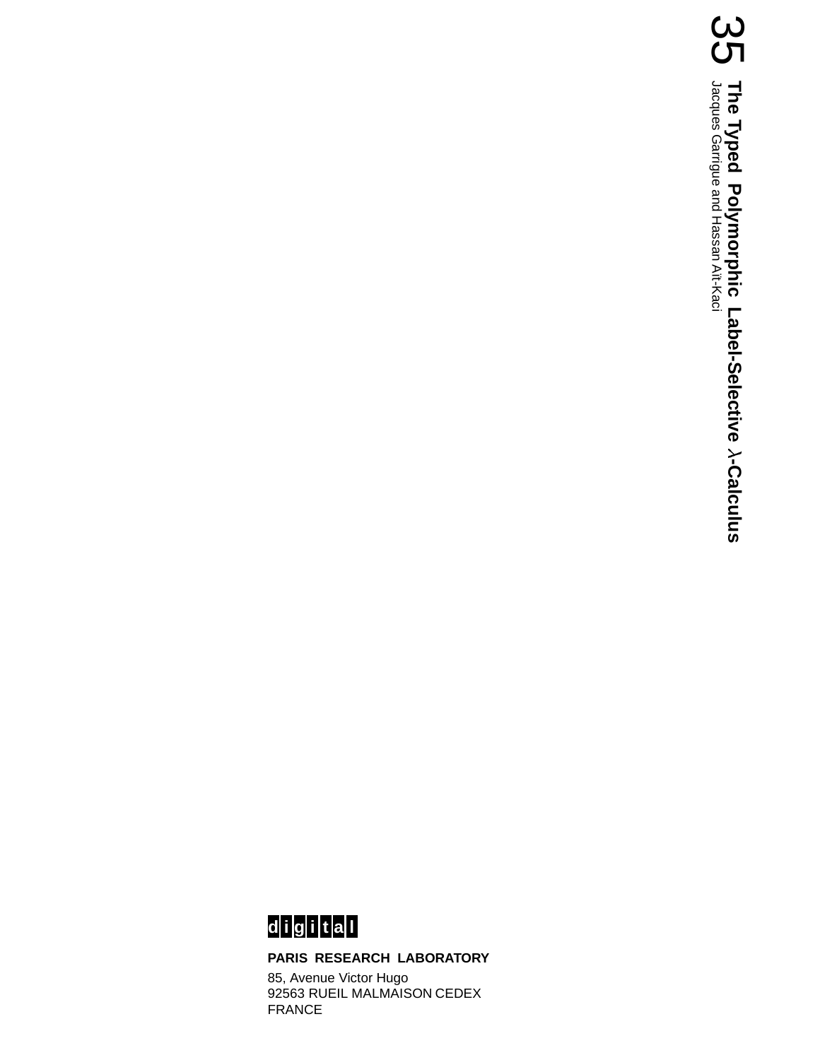35

**The Typed Polymorphic Label-Selective $\lambda$-Calculus**

Jacques Garrigue and Hassan Aït-Kaci

digital

**PARIS RESEARCH LABORATORY**

85, Avenue Victor Hugo
92563 RUEIL MALMAISON CEDEX
FRANCE